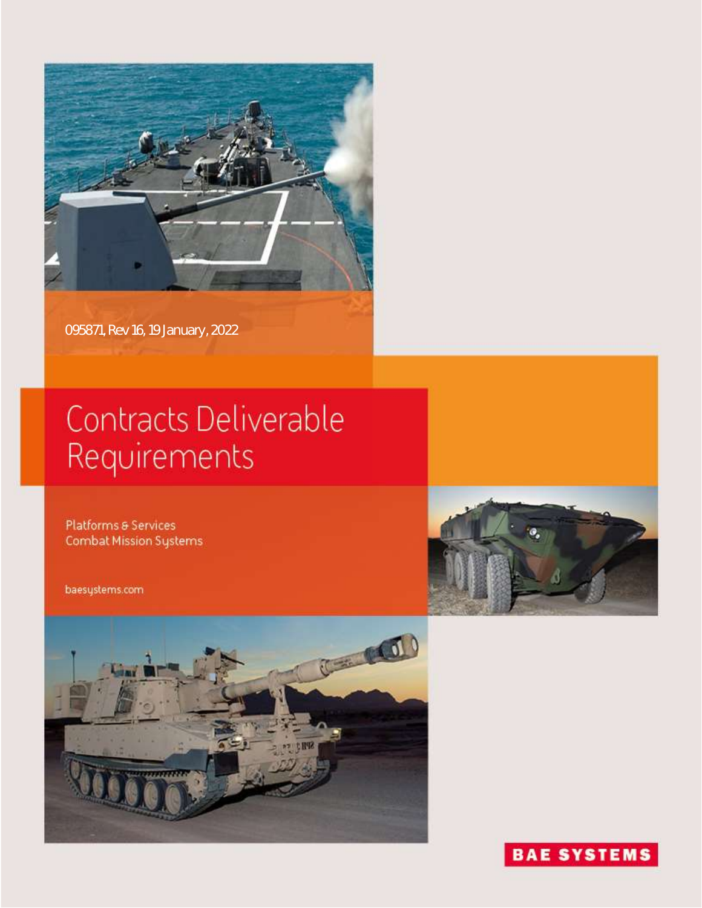095871, Rev 16, 19 January, 2022

# Contracts Deliverable Requirements

Platforms & Services
Combat Mission Systems

baesystems.com

BAE SYSTEMS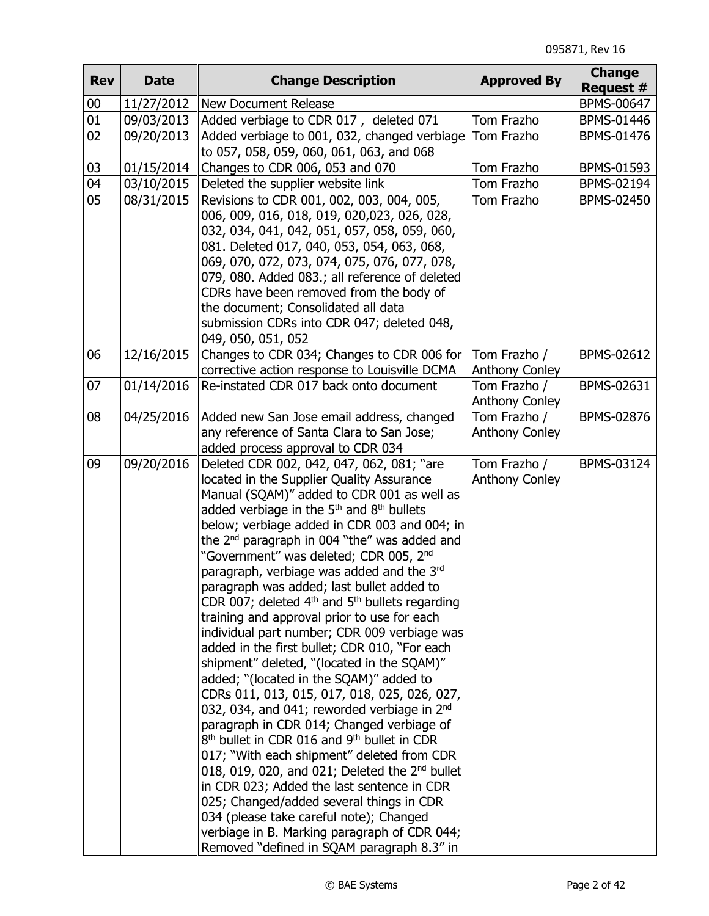| Rev | Date | Change Description | Approved By | Change Request # |
|---|---|---|---|---|
| 00 | 11/27/2012 | New Document Release | | BPMS-00647 |
| 01 | 09/03/2013 | Added verbiage to CDR 017 , deleted 071 | Tom Frazho | BPMS-01446 |
| 02 | 09/20/2013 | Added verbiage to 001, 032, changed verbiage to 057, 058, 059, 060, 061, 063, and 068 | Tom Frazho | BPMS-01476 |
| 03 | 01/15/2014 | Changes to CDR 006, 053 and 070 | Tom Frazho | BPMS-01593 |
| 04 | 03/10/2015 | Deleted the supplier website link | Tom Frazho | BPMS-02194 |
| 05 | 08/31/2015 | Revisions to CDR 001, 002, 003, 004, 005, 006, 009, 016, 018, 019, 020,023, 026, 028, 032, 034, 041, 042, 051, 057, 058, 059, 060, 081. Deleted 017, 040, 053, 054, 063, 068, 069, 070, 072, 073, 074, 075, 076, 077, 078, 079, 080. Added 083.; all reference of deleted CDRs have been removed from the body of the document; Consolidated all data submission CDRs into CDR 047; deleted 048, 049, 050, 051, 052 | Tom Frazho | BPMS-02450 |
| 06 | 12/16/2015 | Changes to CDR 034; Changes to CDR 006 for corrective action response to Louisville DCMA | Tom Frazho / Anthony Conley | BPMS-02612 |
| 07 | 01/14/2016 | Re-instated CDR 017 back onto document | Tom Frazho / Anthony Conley | BPMS-02631 |
| 08 | 04/25/2016 | Added new San Jose email address, changed any reference of Santa Clara to San Jose; added process approval to CDR 034 | Tom Frazho / Anthony Conley | BPMS-02876 |
| 09 | 09/20/2016 | Deleted CDR 002, 042, 047, 062, 081; "are located in the Supplier Quality Assurance Manual (SQAM)" added to CDR 001 as well as added verbiage in the 5th and 8th bullets below; verbiage added in CDR 003 and 004; in the 2nd paragraph in 004 "the" was added and "Government" was deleted; CDR 005, 2nd paragraph, verbiage was added and the 3rd paragraph was added; last bullet added to CDR 007; deleted 4th and 5th bullets regarding training and approval prior to use for each individual part number; CDR 009 verbiage was added in the first bullet; CDR 010, "For each shipment" deleted, "(located in the SQAM)" added; "(located in the SQAM)" added to CDRs 011, 013, 015, 017, 018, 025, 026, 027, 032, 034, and 041; reworded verbiage in 2nd paragraph in CDR 014; Changed verbiage of 8th bullet in CDR 016 and 9th bullet in CDR 017; "With each shipment" deleted from CDR 018, 019, 020, and 021; Deleted the 2nd bullet in CDR 023; Added the last sentence in CDR 025; Changed/added several things in CDR 034 (please take careful note); Changed verbiage in B. Marking paragraph of CDR 044; Removed "defined in SQAM paragraph 8.3" in | Tom Frazho / Anthony Conley | BPMS-03124 |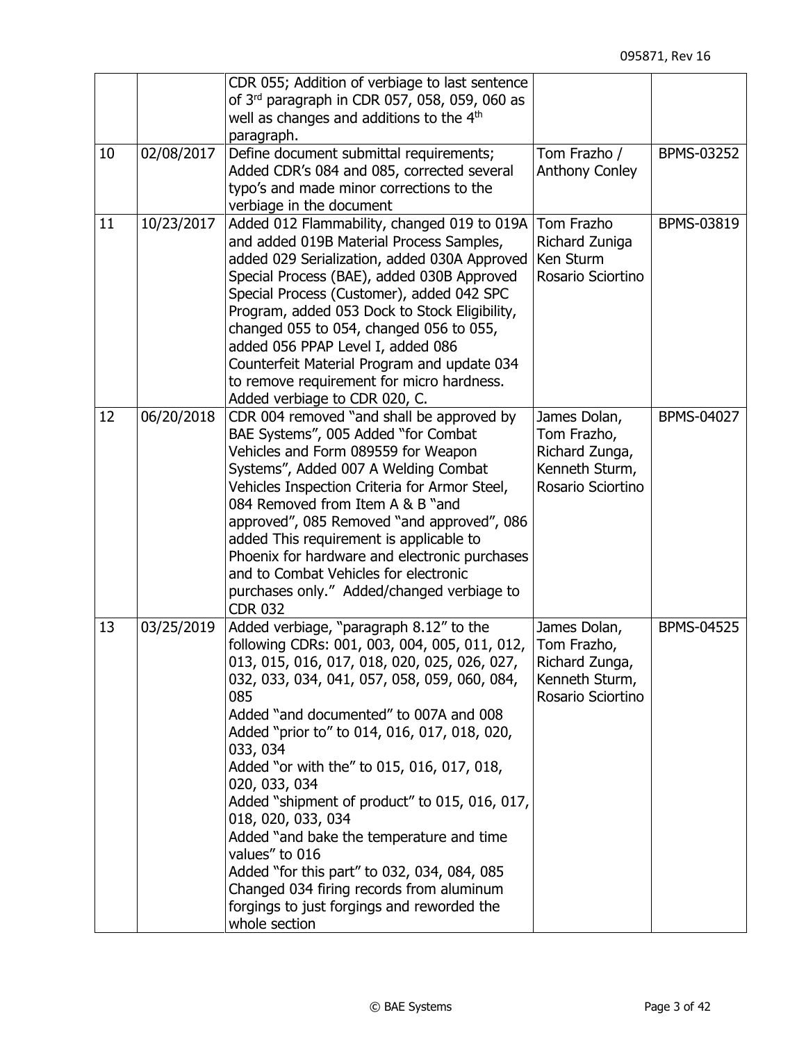| | | | | |
|---|---|---|---|---|
| | | CDR 055; Addition of verbiage to last sentence of 3rd paragraph in CDR 057, 058, 059, 060 as well as changes and additions to the 4th paragraph. | | |
| 10 | 02/08/2017 | Define document submittal requirements; Added CDR's 084 and 085, corrected several typo's and made minor corrections to the verbiage in the document | Tom Frazho / Anthony Conley | BPMS-03252 |
| 11 | 10/23/2017 | Added 012 Flammability, changed 019 to 019A and added 019B Material Process Samples, added 029 Serialization, added 030A Approved Special Process (BAE), added 030B Approved Special Process (Customer), added 042 SPC Program, added 053 Dock to Stock Eligibility, changed 055 to 054, changed 056 to 055, added 056 PPAP Level I, added 086 Counterfeit Material Program and update 034 to remove requirement for micro hardness. Added verbiage to CDR 020, C. | Tom Frazho<br>Richard Zuniga<br>Ken Sturm<br>Rosario Sciortino | BPMS-03819 |
| 12 | 06/20/2018 | CDR 004 removed "and shall be approved by BAE Systems", 005 Added "for Combat Vehicles and Form 089559 for Weapon Systems", Added 007 A Welding Combat Vehicles Inspection Criteria for Armor Steel, 084 Removed from Item A & B "and approved", 085 Removed "and approved", 086 added This requirement is applicable to Phoenix for hardware and electronic purchases and to Combat Vehicles for electronic purchases only." Added/changed verbiage to CDR 032 | James Dolan, Tom Frazho, Richard Zunga, Kenneth Sturm, Rosario Sciortino | BPMS-04027 |
| 13 | 03/25/2019 | Added verbiage, "paragraph 8.12" to the following CDRs: 001, 003, 004, 005, 011, 012, 013, 015, 016, 017, 018, 020, 025, 026, 027, 032, 033, 034, 041, 057, 058, 059, 060, 084, 085<br>Added "and documented" to 007A and 008<br>Added "prior to" to 014, 016, 017, 018, 020, 033, 034<br>Added "or with the" to 015, 016, 017, 018, 020, 033, 034<br>Added "shipment of product" to 015, 016, 017, 018, 020, 033, 034<br>Added "and bake the temperature and time values" to 016<br>Added "for this part" to 032, 034, 084, 085<br>Changed 034 firing records from aluminum forgings to just forgings and reworded the whole section | James Dolan, Tom Frazho, Richard Zunga, Kenneth Sturm, Rosario Sciortino | BPMS-04525 |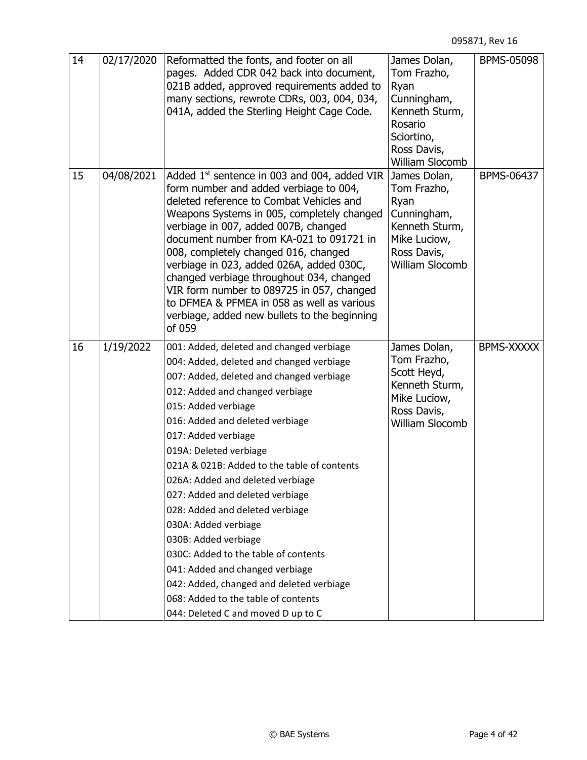| | | | | |
|---|---|---|---|---|
| 14 | 02/17/2020 | Reformatted the fonts, and footer on all pages. Added CDR 042 back into document, 021B added, approved requirements added to many sections, rewrote CDRs, 003, 004, 034, 041A, added the Sterling Height Cage Code. | James Dolan, Tom Frazho, Ryan Cunningham, Kenneth Sturm, Rosario Sciortino, Ross Davis, William Slocomb | BPMS-05098 |
| 15 | 04/08/2021 | Added 1st sentence in 003 and 004, added VIR form number and added verbiage to 004, deleted reference to Combat Vehicles and Weapons Systems in 005, completely changed verbiage in 007, added 007B, changed document number from KA-021 to 091721 in 008, completely changed 016, changed verbiage in 023, added 026A, added 030C, changed verbiage throughout 034, changed VIR form number to 089725 in 057, changed to DFMEA & PFMEA in 058 as well as various verbiage, added new bullets to the beginning of 059 | James Dolan, Tom Frazho, Ryan Cunningham, Kenneth Sturm, Mike Luciow, Ross Davis, William Slocomb | BPMS-06437 |
| 16 | 1/19/2022 | 001: Added, deleted and changed verbiage<br>004: Added, deleted and changed verbiage<br>007: Added, deleted and changed verbiage<br>012: Added and changed verbiage<br>015: Added verbiage<br>016: Added and deleted verbiage<br>017: Added verbiage<br>019A: Deleted verbiage<br>021A & 021B: Added to the table of contents<br>026A: Added and deleted verbiage<br>027: Added and deleted verbiage<br>028: Added and deleted verbiage<br>030A: Added verbiage<br>030B: Added verbiage<br>030C: Added to the table of contents<br>041: Added and changed verbiage<br>042: Added, changed and deleted verbiage<br>068: Added to the table of contents<br>044: Deleted C and moved D up to C | James Dolan, Tom Frazho, Scott Heyd, Kenneth Sturm, Mike Luciow, Ross Davis, William Slocomb | BPMS-XXXXX |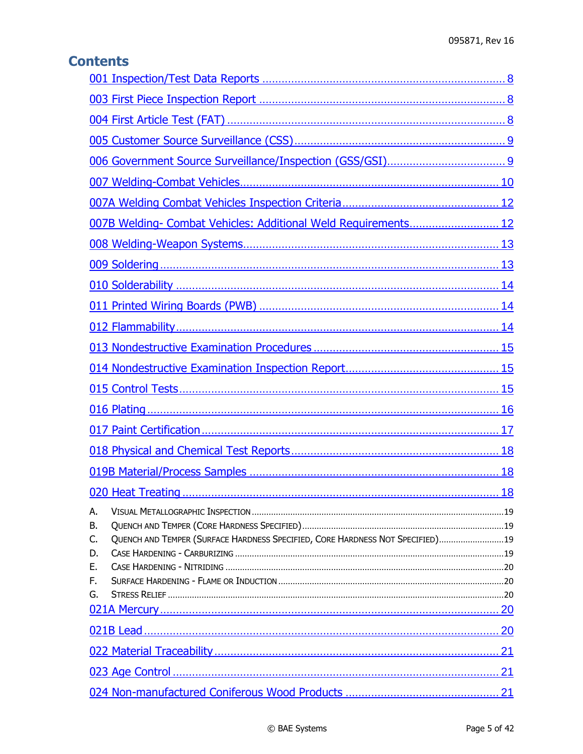# Contents

001 Inspection/Test Data Reports ........................................................................ 8

003 First Piece Inspection Report ........................................................................ 8

004 First Article Test (FAT) ........................................................................ 8

005 Customer Source Surveillance (CSS) ........................................................................ 9

006 Government Source Surveillance/Inspection (GSS/GSI) ........................................................................ 9

007 Welding-Combat Vehicles ........................................................................ 10

007A Welding Combat Vehicles Inspection Criteria ........................................................................ 12

007B Welding- Combat Vehicles: Additional Weld Requirements ........................................................................ 12

008 Welding-Weapon Systems ........................................................................ 13

009 Soldering ........................................................................ 13

010 Solderability ........................................................................ 14

011 Printed Wiring Boards (PWB) ........................................................................ 14

012 Flammability ........................................................................ 14

013 Nondestructive Examination Procedures ........................................................................ 15

014 Nondestructive Examination Inspection Report ........................................................................ 15

015 Control Tests ........................................................................ 15

016 Plating ........................................................................ 16

017 Paint Certification ........................................................................ 17

018 Physical and Chemical Test Reports ........................................................................ 18

019B Material/Process Samples ........................................................................ 18

020 Heat Treating ........................................................................ 18

A. Visual Metallographic Inspection ........................................................................ 19
B. Quench and Temper (Core Hardness Specified) ........................................................................ 19
C. Quench and Temper (Surface Hardness Specified, Core Hardness Not Specified) ........................................................................ 19
D. Case Hardening - Carburizing ........................................................................ 19
E. Case Hardening - Nitriding ........................................................................ 20
F. Surface Hardening - Flame or Induction ........................................................................ 20
G. Stress Relief ........................................................................ 20

021A Mercury ........................................................................ 20

021B Lead ........................................................................ 20

022 Material Traceability ........................................................................ 21

023 Age Control ........................................................................ 21

024 Non-manufactured Coniferous Wood Products ........................................................................ 21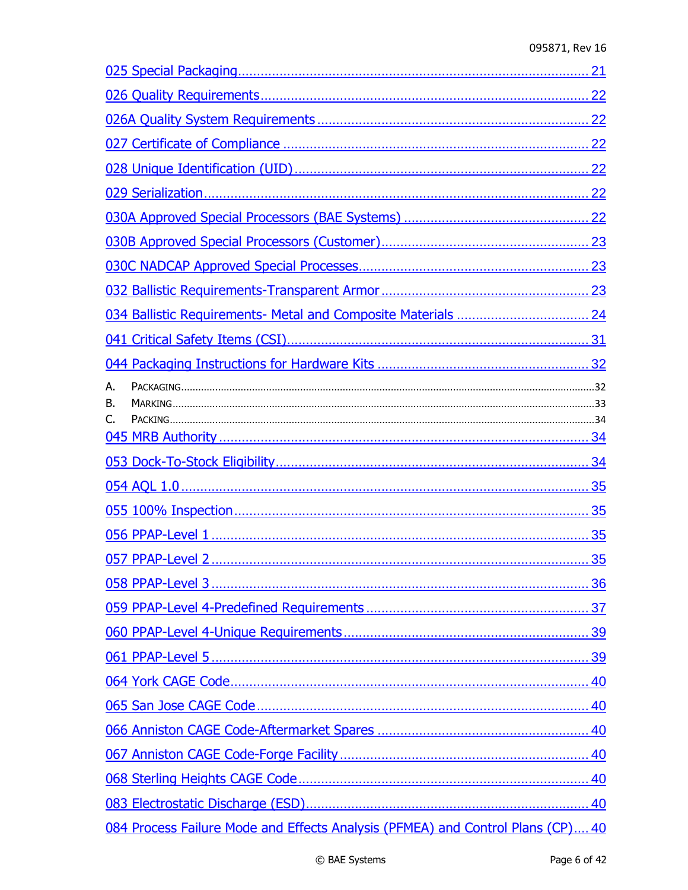025 Special Packaging ........................................................................................ 21

026 Quality Requirements ........................................................................................ 22

026A Quality System Requirements ........................................................................................ 22

027 Certificate of Compliance ........................................................................................ 22

028 Unique Identification (UID) ........................................................................................ 22

029 Serialization ........................................................................................ 22

030A Approved Special Processors (BAE Systems) ........................................................................................ 22

030B Approved Special Processors (Customer) ........................................................................................ 23

030C NADCAP Approved Special Processes ........................................................................................ 23

032 Ballistic Requirements-Transparent Armor ........................................................................................ 23

034 Ballistic Requirements- Metal and Composite Materials ........................................................................................ 24

041 Critical Safety Items (CSI) ........................................................................................ 31

044 Packaging Instructions for Hardware Kits ........................................................................................ 32

A. Packaging ........................................................................................ 32

B. Marking ........................................................................................ 33

C. Packing ........................................................................................ 34

045 MRB Authority ........................................................................................ 34

053 Dock-To-Stock Eligibility ........................................................................................ 34

054 AQL 1.0 ........................................................................................ 35

055 100% Inspection ........................................................................................ 35

056 PPAP-Level 1 ........................................................................................ 35

057 PPAP-Level 2 ........................................................................................ 35

058 PPAP-Level 3 ........................................................................................ 36

059 PPAP-Level 4-Predefined Requirements ........................................................................................ 37

060 PPAP-Level 4-Unique Requirements ........................................................................................ 39

061 PPAP-Level 5 ........................................................................................ 39

064 York CAGE Code ........................................................................................ 40

065 San Jose CAGE Code ........................................................................................ 40

066 Anniston CAGE Code-Aftermarket Spares ........................................................................................ 40

067 Anniston CAGE Code-Forge Facility ........................................................................................ 40

068 Sterling Heights CAGE Code ........................................................................................ 40

083 Electrostatic Discharge (ESD) ........................................................................................ 40

084 Process Failure Mode and Effects Analysis (PFMEA) and Control Plans (CP) .... 40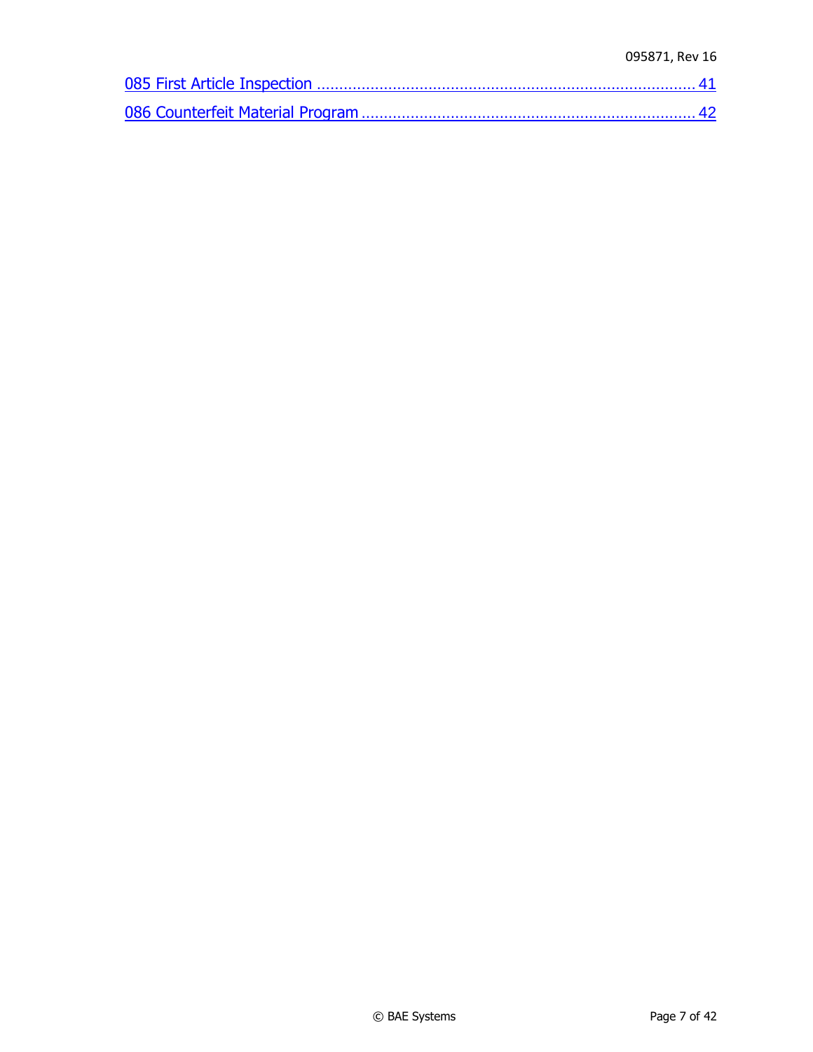[085 First Article Inspection ..................................................................................... 41](#)

[086 Counterfeit Material Program .......................................................................... 42](#)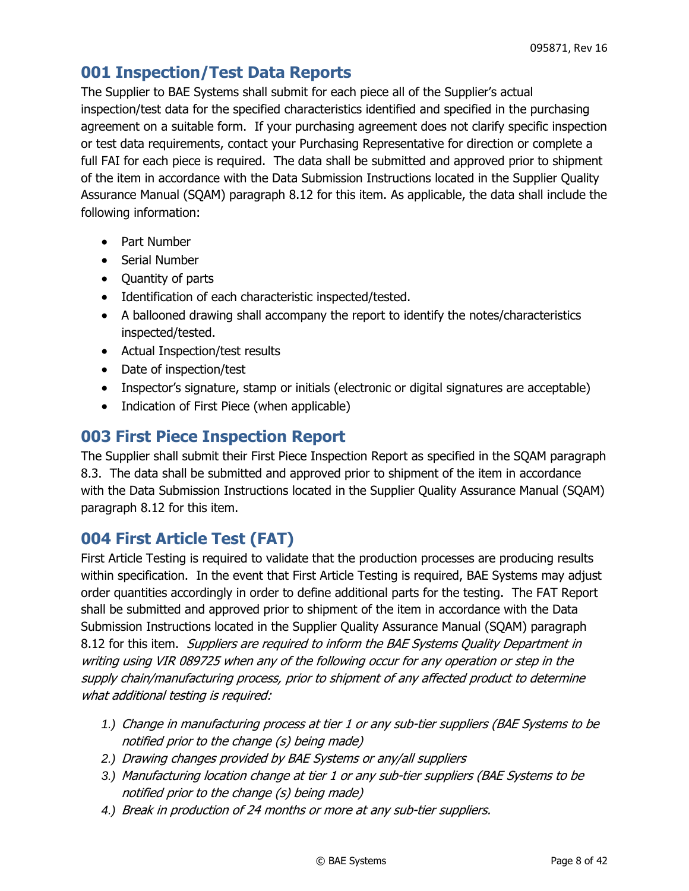## 001 Inspection/Test Data Reports

The Supplier to BAE Systems shall submit for each piece all of the Supplier's actual inspection/test data for the specified characteristics identified and specified in the purchasing agreement on a suitable form. If your purchasing agreement does not clarify specific inspection or test data requirements, contact your Purchasing Representative for direction or complete a full FAI for each piece is required. The data shall be submitted and approved prior to shipment of the item in accordance with the Data Submission Instructions located in the Supplier Quality Assurance Manual (SQAM) paragraph 8.12 for this item. As applicable, the data shall include the following information:

- Part Number
- Serial Number
- Quantity of parts
- Identification of each characteristic inspected/tested.
- A ballooned drawing shall accompany the report to identify the notes/characteristics inspected/tested.
- Actual Inspection/test results
- Date of inspection/test
- Inspector's signature, stamp or initials (electronic or digital signatures are acceptable)
- Indication of First Piece (when applicable)

## 003 First Piece Inspection Report

The Supplier shall submit their First Piece Inspection Report as specified in the SQAM paragraph 8.3. The data shall be submitted and approved prior to shipment of the item in accordance with the Data Submission Instructions located in the Supplier Quality Assurance Manual (SQAM) paragraph 8.12 for this item.

## 004 First Article Test (FAT)

First Article Testing is required to validate that the production processes are producing results within specification. In the event that First Article Testing is required, BAE Systems may adjust order quantities accordingly in order to define additional parts for the testing. The FAT Report shall be submitted and approved prior to shipment of the item in accordance with the Data Submission Instructions located in the Supplier Quality Assurance Manual (SQAM) paragraph 8.12 for this item. *Suppliers are required to inform the BAE Systems Quality Department in writing using VIR 089725 when any of the following occur for any operation or step in the supply chain/manufacturing process, prior to shipment of any affected product to determine what additional testing is required:*

1.) *Change in manufacturing process at tier 1 or any sub-tier suppliers (BAE Systems to be notified prior to the change (s) being made)*
2.) *Drawing changes provided by BAE Systems or any/all suppliers*
3.) *Manufacturing location change at tier 1 or any sub-tier suppliers (BAE Systems to be notified prior to the change (s) being made)*
4.) *Break in production of 24 months or more at any sub-tier suppliers.*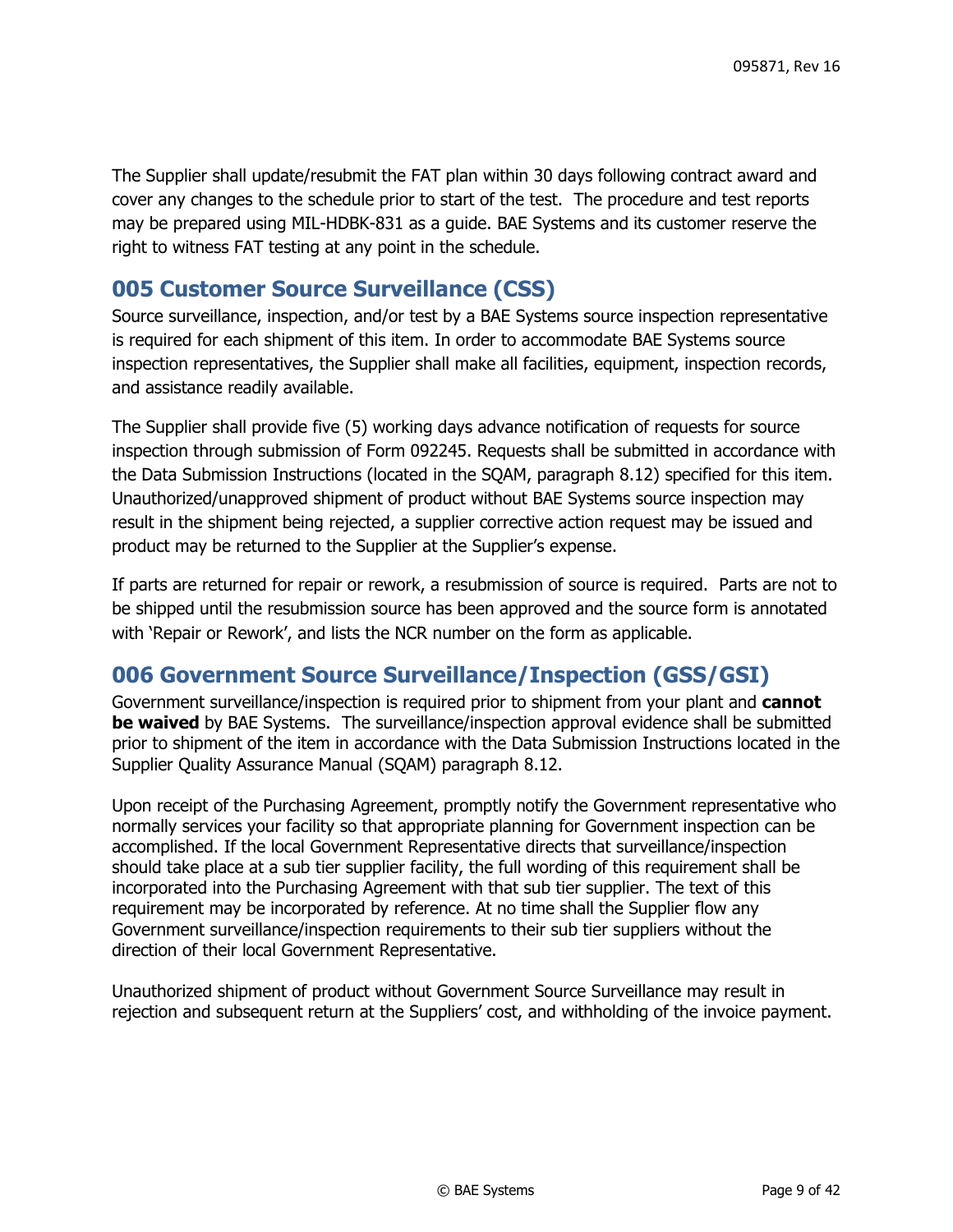The Supplier shall update/resubmit the FAT plan within 30 days following contract award and cover any changes to the schedule prior to start of the test. The procedure and test reports may be prepared using MIL-HDBK-831 as a guide. BAE Systems and its customer reserve the right to witness FAT testing at any point in the schedule.

## 005 Customer Source Surveillance (CSS)

Source surveillance, inspection, and/or test by a BAE Systems source inspection representative is required for each shipment of this item. In order to accommodate BAE Systems source inspection representatives, the Supplier shall make all facilities, equipment, inspection records, and assistance readily available.

The Supplier shall provide five (5) working days advance notification of requests for source inspection through submission of Form 092245. Requests shall be submitted in accordance with the Data Submission Instructions (located in the SQAM, paragraph 8.12) specified for this item. Unauthorized/unapproved shipment of product without BAE Systems source inspection may result in the shipment being rejected, a supplier corrective action request may be issued and product may be returned to the Supplier at the Supplier's expense.

If parts are returned for repair or rework, a resubmission of source is required. Parts are not to be shipped until the resubmission source has been approved and the source form is annotated with 'Repair or Rework', and lists the NCR number on the form as applicable.

## 006 Government Source Surveillance/Inspection (GSS/GSI)

Government surveillance/inspection is required prior to shipment from your plant and **cannot be waived** by BAE Systems. The surveillance/inspection approval evidence shall be submitted prior to shipment of the item in accordance with the Data Submission Instructions located in the Supplier Quality Assurance Manual (SQAM) paragraph 8.12.

Upon receipt of the Purchasing Agreement, promptly notify the Government representative who normally services your facility so that appropriate planning for Government inspection can be accomplished. If the local Government Representative directs that surveillance/inspection should take place at a sub tier supplier facility, the full wording of this requirement shall be incorporated into the Purchasing Agreement with that sub tier supplier. The text of this requirement may be incorporated by reference. At no time shall the Supplier flow any Government surveillance/inspection requirements to their sub tier suppliers without the direction of their local Government Representative.

Unauthorized shipment of product without Government Source Surveillance may result in rejection and subsequent return at the Suppliers' cost, and withholding of the invoice payment.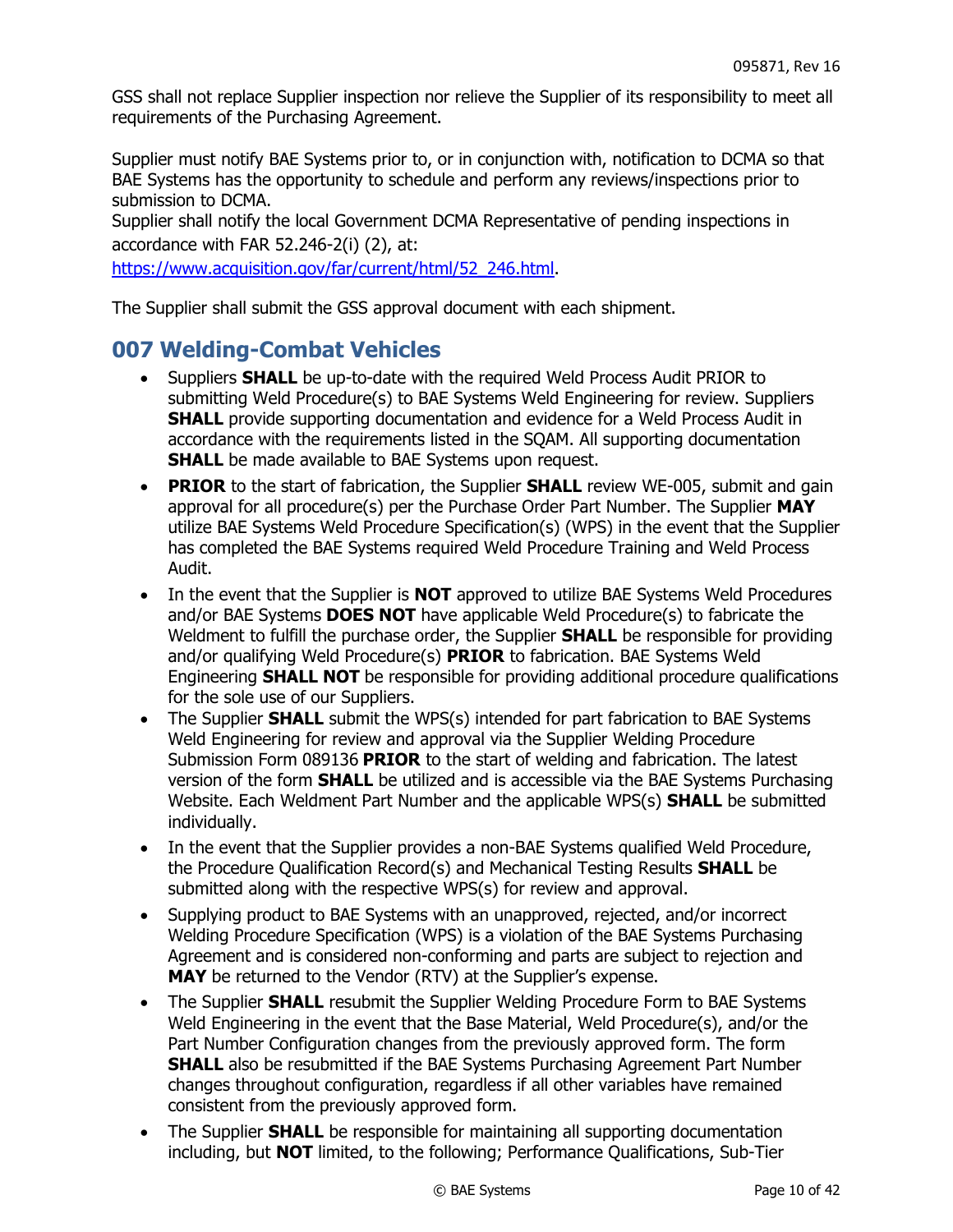GSS shall not replace Supplier inspection nor relieve the Supplier of its responsibility to meet all requirements of the Purchasing Agreement.

Supplier must notify BAE Systems prior to, or in conjunction with, notification to DCMA so that BAE Systems has the opportunity to schedule and perform any reviews/inspections prior to submission to DCMA.
Supplier shall notify the local Government DCMA Representative of pending inspections in accordance with FAR 52.246-2(i) (2), at:
https://www.acquisition.gov/far/current/html/52_246.html.

The Supplier shall submit the GSS approval document with each shipment.

## 007 Welding-Combat Vehicles

- Suppliers **SHALL** be up-to-date with the required Weld Process Audit PRIOR to submitting Weld Procedure(s) to BAE Systems Weld Engineering for review. Suppliers **SHALL** provide supporting documentation and evidence for a Weld Process Audit in accordance with the requirements listed in the SQAM. All supporting documentation **SHALL** be made available to BAE Systems upon request.
- **PRIOR** to the start of fabrication, the Supplier **SHALL** review WE-005, submit and gain approval for all procedure(s) per the Purchase Order Part Number. The Supplier **MAY** utilize BAE Systems Weld Procedure Specification(s) (WPS) in the event that the Supplier has completed the BAE Systems required Weld Procedure Training and Weld Process Audit.
- In the event that the Supplier is **NOT** approved to utilize BAE Systems Weld Procedures and/or BAE Systems **DOES NOT** have applicable Weld Procedure(s) to fabricate the Weldment to fulfill the purchase order, the Supplier **SHALL** be responsible for providing and/or qualifying Weld Procedure(s) **PRIOR** to fabrication. BAE Systems Weld Engineering **SHALL NOT** be responsible for providing additional procedure qualifications for the sole use of our Suppliers.
- The Supplier **SHALL** submit the WPS(s) intended for part fabrication to BAE Systems Weld Engineering for review and approval via the Supplier Welding Procedure Submission Form 089136 **PRIOR** to the start of welding and fabrication. The latest version of the form **SHALL** be utilized and is accessible via the BAE Systems Purchasing Website. Each Weldment Part Number and the applicable WPS(s) **SHALL** be submitted individually.
- In the event that the Supplier provides a non-BAE Systems qualified Weld Procedure, the Procedure Qualification Record(s) and Mechanical Testing Results **SHALL** be submitted along with the respective WPS(s) for review and approval.
- Supplying product to BAE Systems with an unapproved, rejected, and/or incorrect Welding Procedure Specification (WPS) is a violation of the BAE Systems Purchasing Agreement and is considered non-conforming and parts are subject to rejection and **MAY** be returned to the Vendor (RTV) at the Supplier's expense.
- The Supplier **SHALL** resubmit the Supplier Welding Procedure Form to BAE Systems Weld Engineering in the event that the Base Material, Weld Procedure(s), and/or the Part Number Configuration changes from the previously approved form. The form **SHALL** also be resubmitted if the BAE Systems Purchasing Agreement Part Number changes throughout configuration, regardless if all other variables have remained consistent from the previously approved form.
- The Supplier **SHALL** be responsible for maintaining all supporting documentation including, but **NOT** limited, to the following; Performance Qualifications, Sub-Tier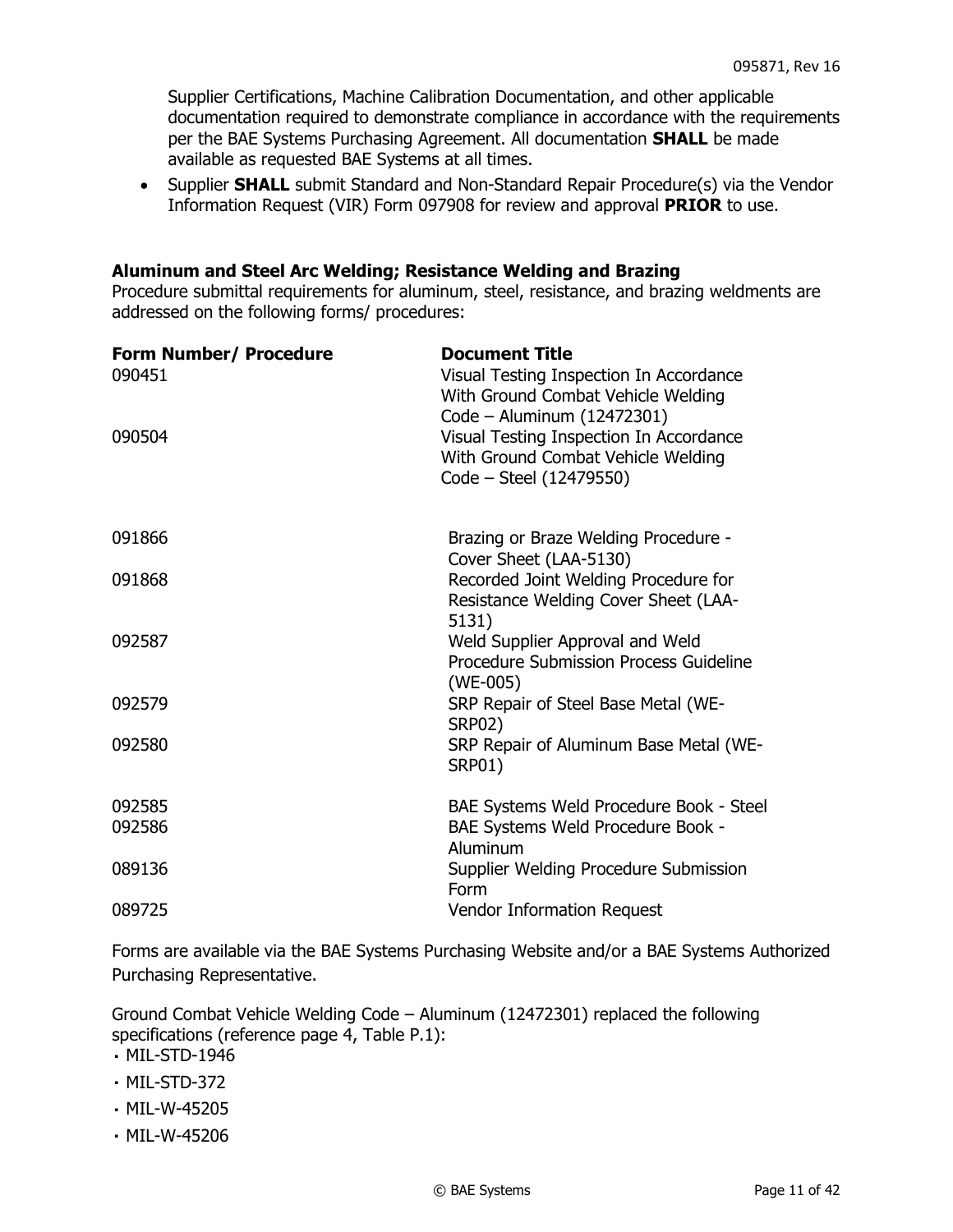Supplier Certifications, Machine Calibration Documentation, and other applicable documentation required to demonstrate compliance in accordance with the requirements per the BAE Systems Purchasing Agreement. All documentation **SHALL** be made available as requested BAE Systems at all times.

- Supplier **SHALL** submit Standard and Non-Standard Repair Procedure(s) via the Vendor Information Request (VIR) Form 097908 for review and approval **PRIOR** to use.

**Aluminum and Steel Arc Welding; Resistance Welding and Brazing**

Procedure submittal requirements for aluminum, steel, resistance, and brazing weldments are addressed on the following forms/ procedures:

| Form Number/ Procedure | Document Title |
|---|---|
| 090451 | Visual Testing Inspection In Accordance With Ground Combat Vehicle Welding Code – Aluminum (12472301) |
| 090504 | Visual Testing Inspection In Accordance With Ground Combat Vehicle Welding Code – Steel (12479550) |
| 091866 | Brazing or Braze Welding Procedure - Cover Sheet (LAA-5130) |
| 091868 | Recorded Joint Welding Procedure for Resistance Welding Cover Sheet (LAA-5131) |
| 092587 | Weld Supplier Approval and Weld Procedure Submission Process Guideline (WE-005) |
| 092579 | SRP Repair of Steel Base Metal (WE-SRP02) |
| 092580 | SRP Repair of Aluminum Base Metal (WE-SRP01) |
| 092585 | BAE Systems Weld Procedure Book - Steel |
| 092586 | BAE Systems Weld Procedure Book - Aluminum |
| 089136 | Supplier Welding Procedure Submission Form |
| 089725 | Vendor Information Request |

Forms are available via the BAE Systems Purchasing Website and/or a BAE Systems Authorized Purchasing Representative.

Ground Combat Vehicle Welding Code – Aluminum (12472301) replaced the following specifications (reference page 4, Table P.1):

- MIL-STD-1946
- MIL-STD-372
- MIL-W-45205
- MIL-W-45206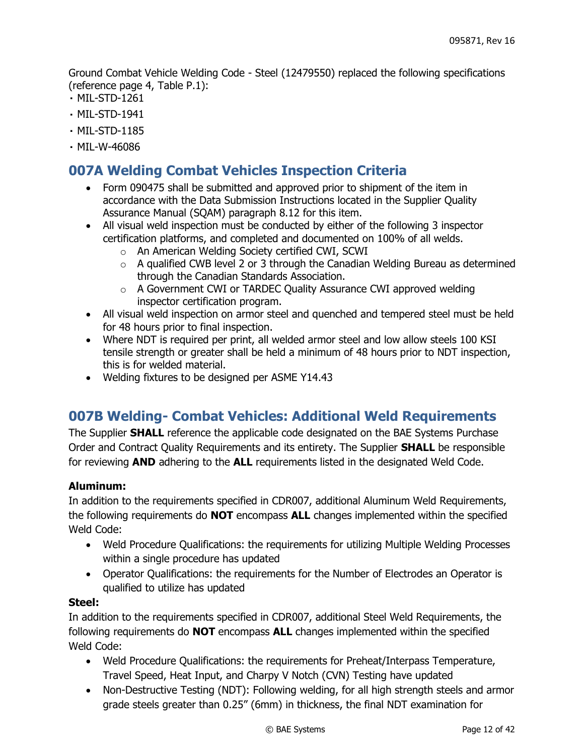Ground Combat Vehicle Welding Code - Steel (12479550) replaced the following specifications (reference page 4, Table P.1):

- MIL-STD-1261
- MIL-STD-1941
- MIL-STD-1185
- MIL-W-46086

## 007A Welding Combat Vehicles Inspection Criteria

- Form 090475 shall be submitted and approved prior to shipment of the item in accordance with the Data Submission Instructions located in the Supplier Quality Assurance Manual (SQAM) paragraph 8.12 for this item.
- All visual weld inspection must be conducted by either of the following 3 inspector certification platforms, and completed and documented on 100% of all welds.
  - An American Welding Society certified CWI, SCWI
  - A qualified CWB level 2 or 3 through the Canadian Welding Bureau as determined through the Canadian Standards Association.
  - A Government CWI or TARDEC Quality Assurance CWI approved welding inspector certification program.
- All visual weld inspection on armor steel and quenched and tempered steel must be held for 48 hours prior to final inspection.
- Where NDT is required per print, all welded armor steel and low allow steels 100 KSI tensile strength or greater shall be held a minimum of 48 hours prior to NDT inspection, this is for welded material.
- Welding fixtures to be designed per ASME Y14.43

## 007B Welding- Combat Vehicles: Additional Weld Requirements

The Supplier **SHALL** reference the applicable code designated on the BAE Systems Purchase Order and Contract Quality Requirements and its entirety. The Supplier **SHALL** be responsible for reviewing **AND** adhering to the **ALL** requirements listed in the designated Weld Code.

**Aluminum:**

In addition to the requirements specified in CDR007, additional Aluminum Weld Requirements, the following requirements do **NOT** encompass **ALL** changes implemented within the specified Weld Code:

- Weld Procedure Qualifications: the requirements for utilizing Multiple Welding Processes within a single procedure has updated
- Operator Qualifications: the requirements for the Number of Electrodes an Operator is qualified to utilize has updated

**Steel:**

In addition to the requirements specified in CDR007, additional Steel Weld Requirements, the following requirements do **NOT** encompass **ALL** changes implemented within the specified Weld Code:

- Weld Procedure Qualifications: the requirements for Preheat/Interpass Temperature, Travel Speed, Heat Input, and Charpy V Notch (CVN) Testing have updated
- Non-Destructive Testing (NDT): Following welding, for all high strength steels and armor grade steels greater than 0.25" (6mm) in thickness, the final NDT examination for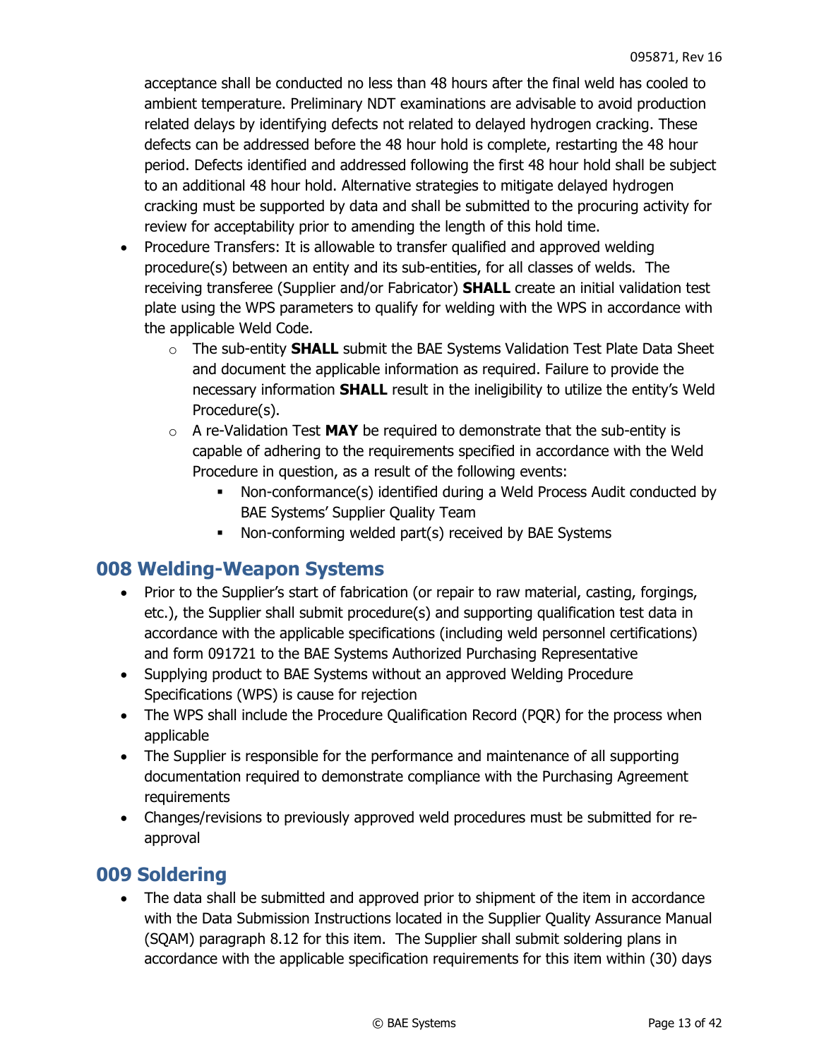acceptance shall be conducted no less than 48 hours after the final weld has cooled to ambient temperature. Preliminary NDT examinations are advisable to avoid production related delays by identifying defects not related to delayed hydrogen cracking. These defects can be addressed before the 48 hour hold is complete, restarting the 48 hour period. Defects identified and addressed following the first 48 hour hold shall be subject to an additional 48 hour hold. Alternative strategies to mitigate delayed hydrogen cracking must be supported by data and shall be submitted to the procuring activity for review for acceptability prior to amending the length of this hold time.

- Procedure Transfers: It is allowable to transfer qualified and approved welding procedure(s) between an entity and its sub-entities, for all classes of welds. The receiving transferee (Supplier and/or Fabricator) **SHALL** create an initial validation test plate using the WPS parameters to qualify for welding with the WPS in accordance with the applicable Weld Code.
  - The sub-entity **SHALL** submit the BAE Systems Validation Test Plate Data Sheet and document the applicable information as required. Failure to provide the necessary information **SHALL** result in the ineligibility to utilize the entity's Weld Procedure(s).
  - A re-Validation Test **MAY** be required to demonstrate that the sub-entity is capable of adhering to the requirements specified in accordance with the Weld Procedure in question, as a result of the following events:
    - Non-conformance(s) identified during a Weld Process Audit conducted by BAE Systems' Supplier Quality Team
    - Non-conforming welded part(s) received by BAE Systems

## 008 Welding-Weapon Systems

- Prior to the Supplier's start of fabrication (or repair to raw material, casting, forgings, etc.), the Supplier shall submit procedure(s) and supporting qualification test data in accordance with the applicable specifications (including weld personnel certifications) and form 091721 to the BAE Systems Authorized Purchasing Representative
- Supplying product to BAE Systems without an approved Welding Procedure Specifications (WPS) is cause for rejection
- The WPS shall include the Procedure Qualification Record (PQR) for the process when applicable
- The Supplier is responsible for the performance and maintenance of all supporting documentation required to demonstrate compliance with the Purchasing Agreement requirements
- Changes/revisions to previously approved weld procedures must be submitted for re-approval

## 009 Soldering

- The data shall be submitted and approved prior to shipment of the item in accordance with the Data Submission Instructions located in the Supplier Quality Assurance Manual (SQAM) paragraph 8.12 for this item. The Supplier shall submit soldering plans in accordance with the applicable specification requirements for this item within (30) days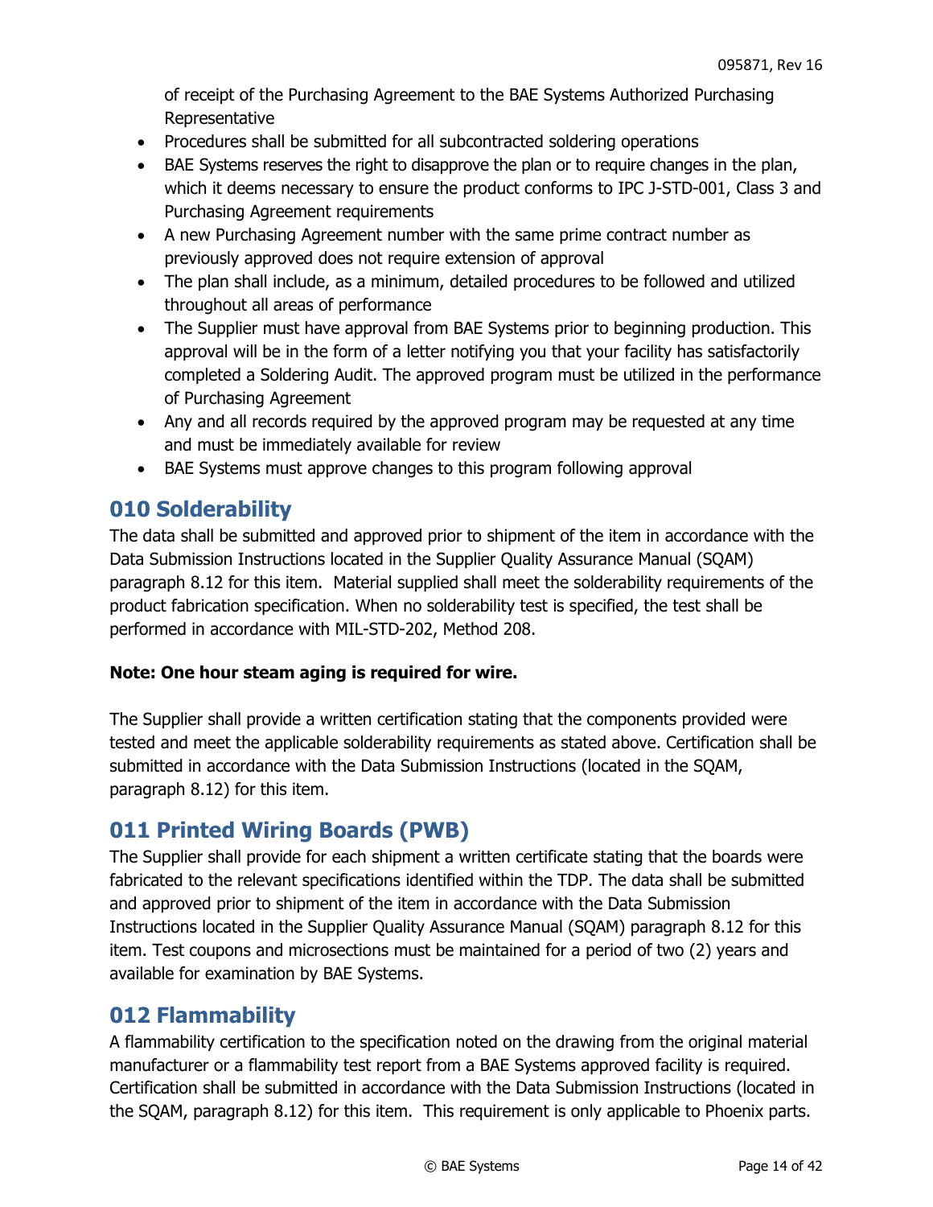of receipt of the Purchasing Agreement to the BAE Systems Authorized Purchasing Representative

- Procedures shall be submitted for all subcontracted soldering operations
- BAE Systems reserves the right to disapprove the plan or to require changes in the plan, which it deems necessary to ensure the product conforms to IPC J-STD-001, Class 3 and Purchasing Agreement requirements
- A new Purchasing Agreement number with the same prime contract number as previously approved does not require extension of approval
- The plan shall include, as a minimum, detailed procedures to be followed and utilized throughout all areas of performance
- The Supplier must have approval from BAE Systems prior to beginning production. This approval will be in the form of a letter notifying you that your facility has satisfactorily completed a Soldering Audit. The approved program must be utilized in the performance of Purchasing Agreement
- Any and all records required by the approved program may be requested at any time and must be immediately available for review
- BAE Systems must approve changes to this program following approval

## 010 Solderability

The data shall be submitted and approved prior to shipment of the item in accordance with the Data Submission Instructions located in the Supplier Quality Assurance Manual (SQAM) paragraph 8.12 for this item. Material supplied shall meet the solderability requirements of the product fabrication specification. When no solderability test is specified, the test shall be performed in accordance with MIL-STD-202, Method 208.

**Note: One hour steam aging is required for wire.**

The Supplier shall provide a written certification stating that the components provided were tested and meet the applicable solderability requirements as stated above. Certification shall be submitted in accordance with the Data Submission Instructions (located in the SQAM, paragraph 8.12) for this item.

## 011 Printed Wiring Boards (PWB)

The Supplier shall provide for each shipment a written certificate stating that the boards were fabricated to the relevant specifications identified within the TDP. The data shall be submitted and approved prior to shipment of the item in accordance with the Data Submission Instructions located in the Supplier Quality Assurance Manual (SQAM) paragraph 8.12 for this item. Test coupons and microsections must be maintained for a period of two (2) years and available for examination by BAE Systems.

## 012 Flammability

A flammability certification to the specification noted on the drawing from the original material manufacturer or a flammability test report from a BAE Systems approved facility is required. Certification shall be submitted in accordance with the Data Submission Instructions (located in the SQAM, paragraph 8.12) for this item. This requirement is only applicable to Phoenix parts.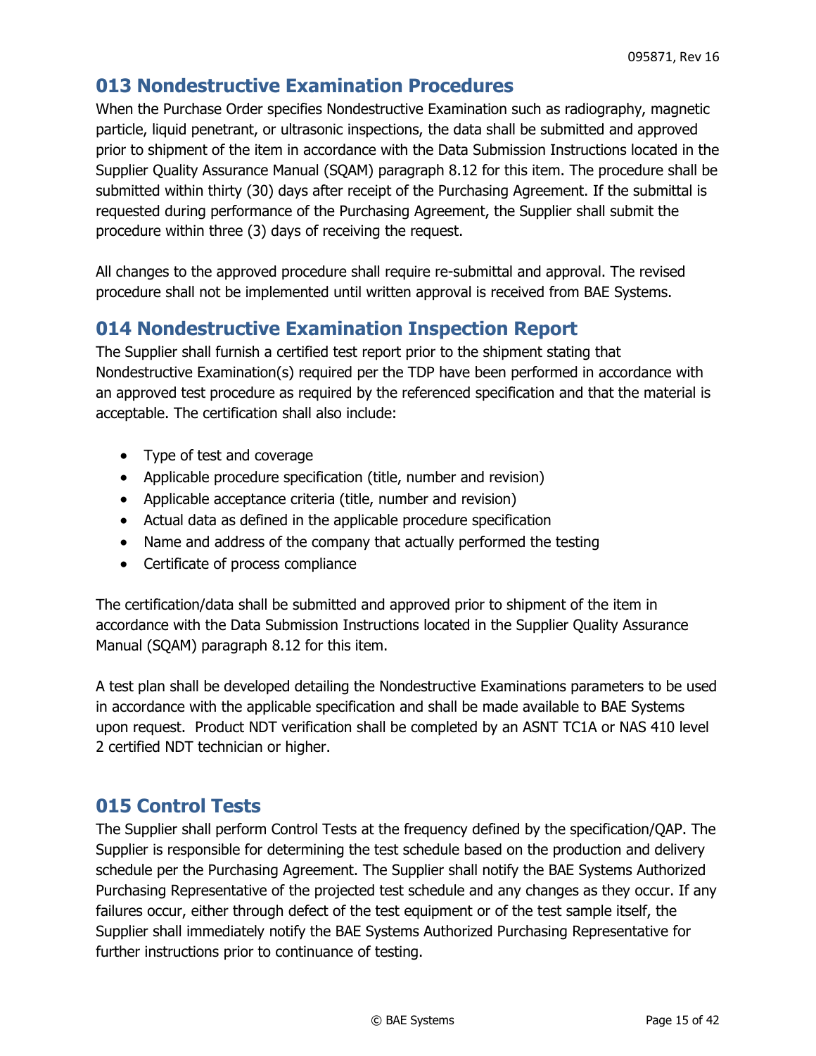## 013 Nondestructive Examination Procedures

When the Purchase Order specifies Nondestructive Examination such as radiography, magnetic particle, liquid penetrant, or ultrasonic inspections, the data shall be submitted and approved prior to shipment of the item in accordance with the Data Submission Instructions located in the Supplier Quality Assurance Manual (SQAM) paragraph 8.12 for this item. The procedure shall be submitted within thirty (30) days after receipt of the Purchasing Agreement. If the submittal is requested during performance of the Purchasing Agreement, the Supplier shall submit the procedure within three (3) days of receiving the request.

All changes to the approved procedure shall require re-submittal and approval. The revised procedure shall not be implemented until written approval is received from BAE Systems.

## 014 Nondestructive Examination Inspection Report

The Supplier shall furnish a certified test report prior to the shipment stating that Nondestructive Examination(s) required per the TDP have been performed in accordance with an approved test procedure as required by the referenced specification and that the material is acceptable. The certification shall also include:

- Type of test and coverage
- Applicable procedure specification (title, number and revision)
- Applicable acceptance criteria (title, number and revision)
- Actual data as defined in the applicable procedure specification
- Name and address of the company that actually performed the testing
- Certificate of process compliance

The certification/data shall be submitted and approved prior to shipment of the item in accordance with the Data Submission Instructions located in the Supplier Quality Assurance Manual (SQAM) paragraph 8.12 for this item.

A test plan shall be developed detailing the Nondestructive Examinations parameters to be used in accordance with the applicable specification and shall be made available to BAE Systems upon request. Product NDT verification shall be completed by an ASNT TC1A or NAS 410 level 2 certified NDT technician or higher.

## 015 Control Tests

The Supplier shall perform Control Tests at the frequency defined by the specification/QAP. The Supplier is responsible for determining the test schedule based on the production and delivery schedule per the Purchasing Agreement. The Supplier shall notify the BAE Systems Authorized Purchasing Representative of the projected test schedule and any changes as they occur. If any failures occur, either through defect of the test equipment or of the test sample itself, the Supplier shall immediately notify the BAE Systems Authorized Purchasing Representative for further instructions prior to continuance of testing.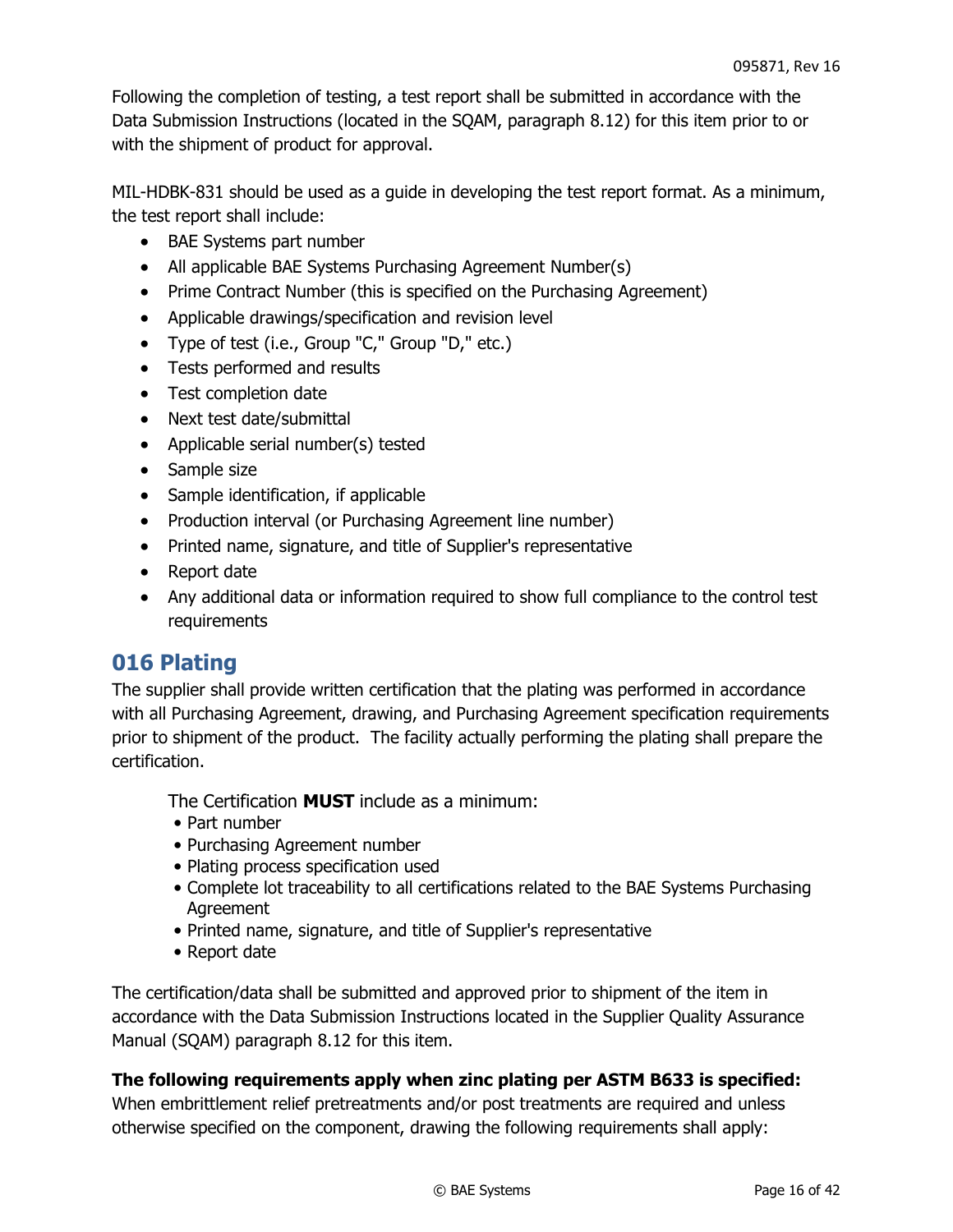Following the completion of testing, a test report shall be submitted in accordance with the Data Submission Instructions (located in the SQAM, paragraph 8.12) for this item prior to or with the shipment of product for approval.

MIL-HDBK-831 should be used as a guide in developing the test report format. As a minimum, the test report shall include:

- BAE Systems part number
- All applicable BAE Systems Purchasing Agreement Number(s)
- Prime Contract Number (this is specified on the Purchasing Agreement)
- Applicable drawings/specification and revision level
- Type of test (i.e., Group "C," Group "D," etc.)
- Tests performed and results
- Test completion date
- Next test date/submittal
- Applicable serial number(s) tested
- Sample size
- Sample identification, if applicable
- Production interval (or Purchasing Agreement line number)
- Printed name, signature, and title of Supplier's representative
- Report date
- Any additional data or information required to show full compliance to the control test requirements

## 016 Plating

The supplier shall provide written certification that the plating was performed in accordance with all Purchasing Agreement, drawing, and Purchasing Agreement specification requirements prior to shipment of the product. The facility actually performing the plating shall prepare the certification.

The Certification **MUST** include as a minimum:

- Part number
- Purchasing Agreement number
- Plating process specification used
- Complete lot traceability to all certifications related to the BAE Systems Purchasing Agreement
- Printed name, signature, and title of Supplier's representative
- Report date

The certification/data shall be submitted and approved prior to shipment of the item in accordance with the Data Submission Instructions located in the Supplier Quality Assurance Manual (SQAM) paragraph 8.12 for this item.

**The following requirements apply when zinc plating per ASTM B633 is specified:**
When embrittlement relief pretreatments and/or post treatments are required and unless otherwise specified on the component, drawing the following requirements shall apply: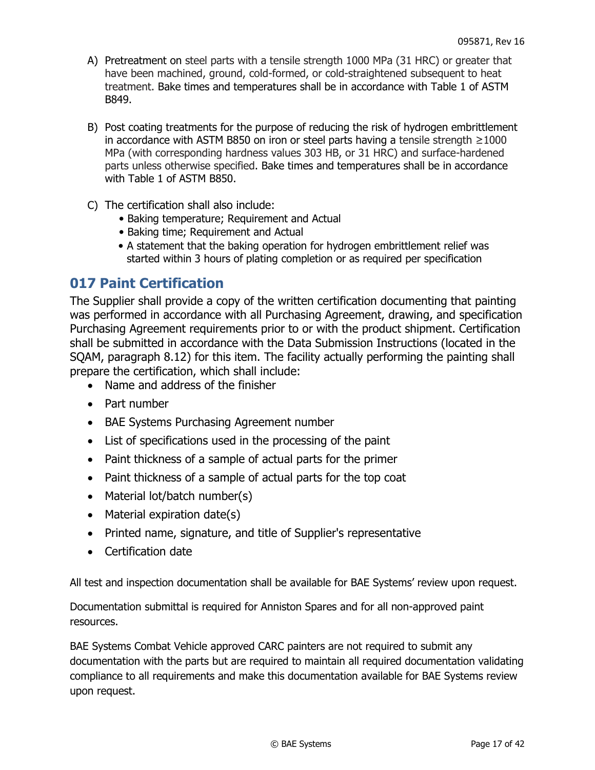A) Pretreatment on steel parts with a tensile strength 1000 MPa (31 HRC) or greater that have been machined, ground, cold-formed, or cold-straightened subsequent to heat treatment. Bake times and temperatures shall be in accordance with Table 1 of ASTM B849.

B) Post coating treatments for the purpose of reducing the risk of hydrogen embrittlement in accordance with ASTM B850 on iron or steel parts having a tensile strength ≥1000 MPa (with corresponding hardness values 303 HB, or 31 HRC) and surface-hardened parts unless otherwise specified. Bake times and temperatures shall be in accordance with Table 1 of ASTM B850.

C) The certification shall also include:
   - Baking temperature; Requirement and Actual
   - Baking time; Requirement and Actual
   - A statement that the baking operation for hydrogen embrittlement relief was started within 3 hours of plating completion or as required per specification

## 017 Paint Certification

The Supplier shall provide a copy of the written certification documenting that painting was performed in accordance with all Purchasing Agreement, drawing, and specification Purchasing Agreement requirements prior to or with the product shipment. Certification shall be submitted in accordance with the Data Submission Instructions (located in the SQAM, paragraph 8.12) for this item. The facility actually performing the painting shall prepare the certification, which shall include:

- Name and address of the finisher
- Part number
- BAE Systems Purchasing Agreement number
- List of specifications used in the processing of the paint
- Paint thickness of a sample of actual parts for the primer
- Paint thickness of a sample of actual parts for the top coat
- Material lot/batch number(s)
- Material expiration date(s)
- Printed name, signature, and title of Supplier's representative
- Certification date

All test and inspection documentation shall be available for BAE Systems' review upon request.

Documentation submittal is required for Anniston Spares and for all non-approved paint resources.

BAE Systems Combat Vehicle approved CARC painters are not required to submit any documentation with the parts but are required to maintain all required documentation validating compliance to all requirements and make this documentation available for BAE Systems review upon request.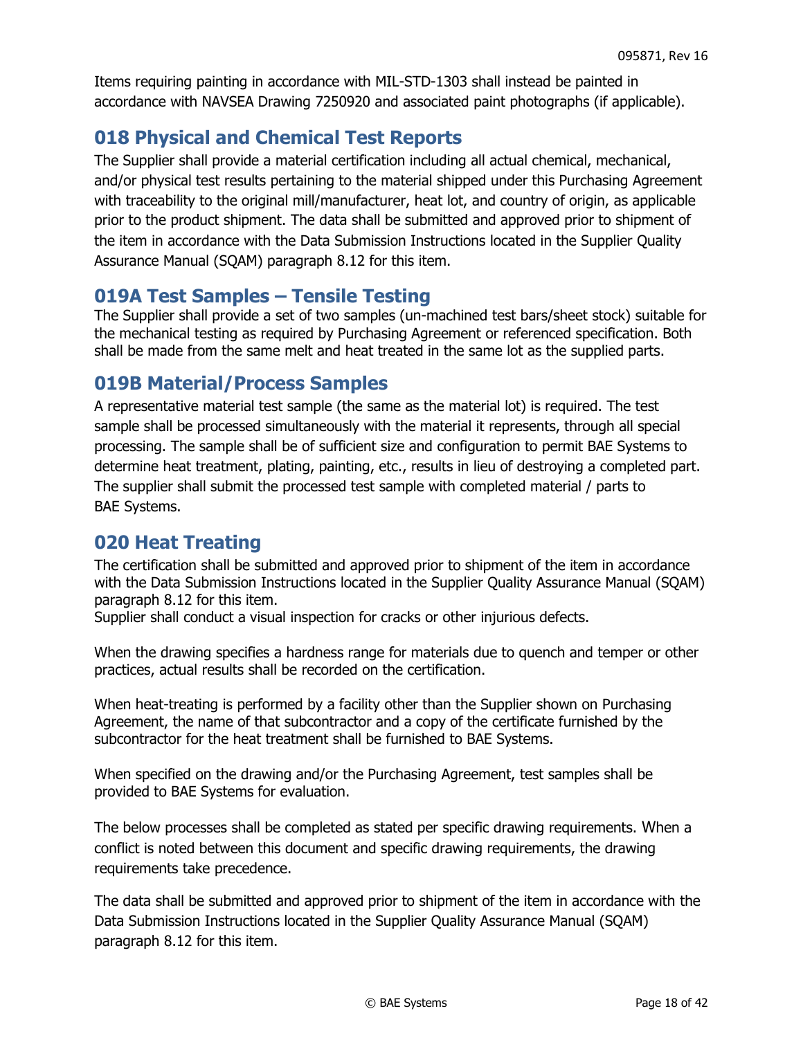Items requiring painting in accordance with MIL-STD-1303 shall instead be painted in accordance with NAVSEA Drawing 7250920 and associated paint photographs (if applicable).

## 018 Physical and Chemical Test Reports

The Supplier shall provide a material certification including all actual chemical, mechanical, and/or physical test results pertaining to the material shipped under this Purchasing Agreement with traceability to the original mill/manufacturer, heat lot, and country of origin, as applicable prior to the product shipment. The data shall be submitted and approved prior to shipment of the item in accordance with the Data Submission Instructions located in the Supplier Quality Assurance Manual (SQAM) paragraph 8.12 for this item.

## 019A Test Samples – Tensile Testing

The Supplier shall provide a set of two samples (un-machined test bars/sheet stock) suitable for the mechanical testing as required by Purchasing Agreement or referenced specification. Both shall be made from the same melt and heat treated in the same lot as the supplied parts.

## 019B Material/Process Samples

A representative material test sample (the same as the material lot) is required. The test sample shall be processed simultaneously with the material it represents, through all special processing. The sample shall be of sufficient size and configuration to permit BAE Systems to determine heat treatment, plating, painting, etc., results in lieu of destroying a completed part. The supplier shall submit the processed test sample with completed material / parts to BAE Systems.

## 020 Heat Treating

The certification shall be submitted and approved prior to shipment of the item in accordance with the Data Submission Instructions located in the Supplier Quality Assurance Manual (SQAM) paragraph 8.12 for this item.
Supplier shall conduct a visual inspection for cracks or other injurious defects.

When the drawing specifies a hardness range for materials due to quench and temper or other practices, actual results shall be recorded on the certification.

When heat-treating is performed by a facility other than the Supplier shown on Purchasing Agreement, the name of that subcontractor and a copy of the certificate furnished by the subcontractor for the heat treatment shall be furnished to BAE Systems.

When specified on the drawing and/or the Purchasing Agreement, test samples shall be provided to BAE Systems for evaluation.

The below processes shall be completed as stated per specific drawing requirements. When a conflict is noted between this document and specific drawing requirements, the drawing requirements take precedence.

The data shall be submitted and approved prior to shipment of the item in accordance with the Data Submission Instructions located in the Supplier Quality Assurance Manual (SQAM) paragraph 8.12 for this item.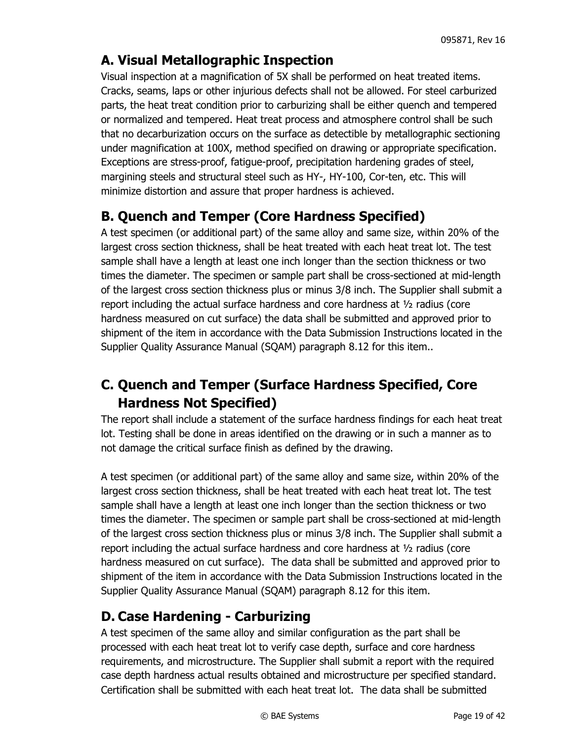## A. Visual Metallographic Inspection

Visual inspection at a magnification of 5X shall be performed on heat treated items. Cracks, seams, laps or other injurious defects shall not be allowed. For steel carburized parts, the heat treat condition prior to carburizing shall be either quench and tempered or normalized and tempered. Heat treat process and atmosphere control shall be such that no decarburization occurs on the surface as detectible by metallographic sectioning under magnification at 100X, method specified on drawing or appropriate specification. Exceptions are stress-proof, fatigue-proof, precipitation hardening grades of steel, margining steels and structural steel such as HY-, HY-100, Cor-ten, etc. This will minimize distortion and assure that proper hardness is achieved.

## B. Quench and Temper (Core Hardness Specified)

A test specimen (or additional part) of the same alloy and same size, within 20% of the largest cross section thickness, shall be heat treated with each heat treat lot. The test sample shall have a length at least one inch longer than the section thickness or two times the diameter. The specimen or sample part shall be cross-sectioned at mid-length of the largest cross section thickness plus or minus 3/8 inch. The Supplier shall submit a report including the actual surface hardness and core hardness at ½ radius (core hardness measured on cut surface) the data shall be submitted and approved prior to shipment of the item in accordance with the Data Submission Instructions located in the Supplier Quality Assurance Manual (SQAM) paragraph 8.12 for this item..

## C. Quench and Temper (Surface Hardness Specified, Core Hardness Not Specified)

The report shall include a statement of the surface hardness findings for each heat treat lot. Testing shall be done in areas identified on the drawing or in such a manner as to not damage the critical surface finish as defined by the drawing.

A test specimen (or additional part) of the same alloy and same size, within 20% of the largest cross section thickness, shall be heat treated with each heat treat lot. The test sample shall have a length at least one inch longer than the section thickness or two times the diameter. The specimen or sample part shall be cross-sectioned at mid-length of the largest cross section thickness plus or minus 3/8 inch. The Supplier shall submit a report including the actual surface hardness and core hardness at ½ radius (core hardness measured on cut surface). The data shall be submitted and approved prior to shipment of the item in accordance with the Data Submission Instructions located in the Supplier Quality Assurance Manual (SQAM) paragraph 8.12 for this item.

## D. Case Hardening - Carburizing

A test specimen of the same alloy and similar configuration as the part shall be processed with each heat treat lot to verify case depth, surface and core hardness requirements, and microstructure. The Supplier shall submit a report with the required case depth hardness actual results obtained and microstructure per specified standard. Certification shall be submitted with each heat treat lot. The data shall be submitted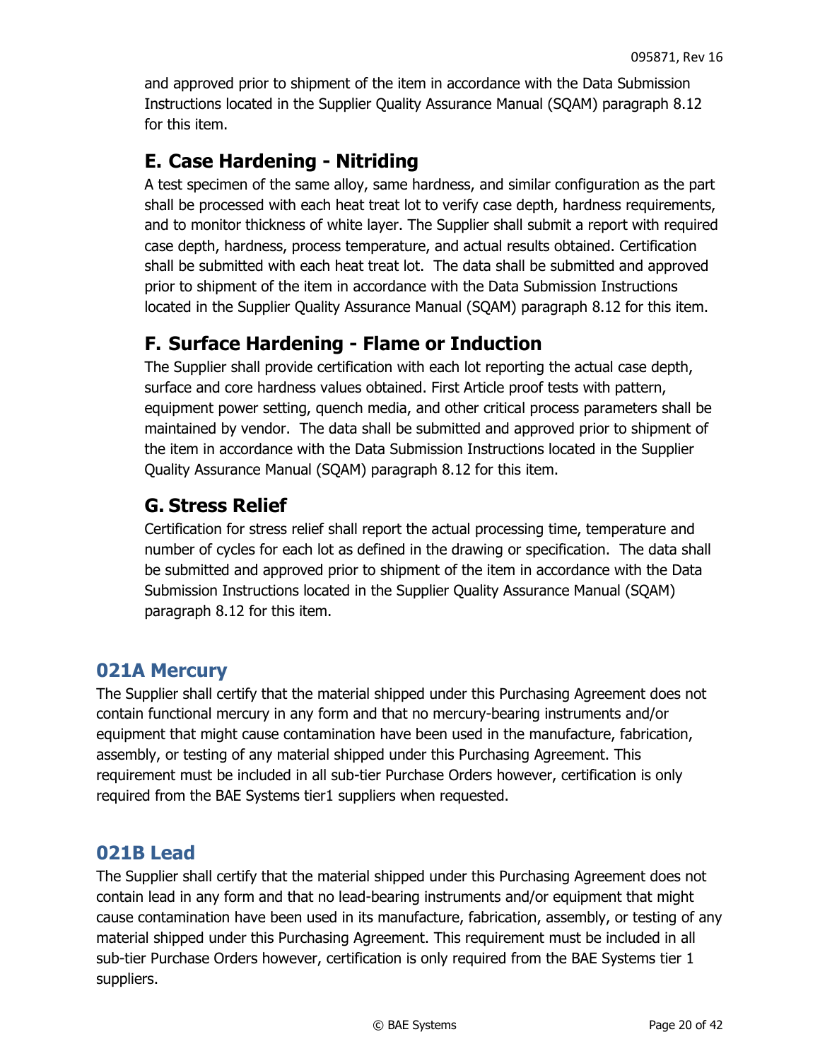and approved prior to shipment of the item in accordance with the Data Submission Instructions located in the Supplier Quality Assurance Manual (SQAM) paragraph 8.12 for this item.

### E. Case Hardening - Nitriding

A test specimen of the same alloy, same hardness, and similar configuration as the part shall be processed with each heat treat lot to verify case depth, hardness requirements, and to monitor thickness of white layer. The Supplier shall submit a report with required case depth, hardness, process temperature, and actual results obtained. Certification shall be submitted with each heat treat lot. The data shall be submitted and approved prior to shipment of the item in accordance with the Data Submission Instructions located in the Supplier Quality Assurance Manual (SQAM) paragraph 8.12 for this item.

### F. Surface Hardening - Flame or Induction

The Supplier shall provide certification with each lot reporting the actual case depth, surface and core hardness values obtained. First Article proof tests with pattern, equipment power setting, quench media, and other critical process parameters shall be maintained by vendor. The data shall be submitted and approved prior to shipment of the item in accordance with the Data Submission Instructions located in the Supplier Quality Assurance Manual (SQAM) paragraph 8.12 for this item.

### G. Stress Relief

Certification for stress relief shall report the actual processing time, temperature and number of cycles for each lot as defined in the drawing or specification. The data shall be submitted and approved prior to shipment of the item in accordance with the Data Submission Instructions located in the Supplier Quality Assurance Manual (SQAM) paragraph 8.12 for this item.

## 021A Mercury

The Supplier shall certify that the material shipped under this Purchasing Agreement does not contain functional mercury in any form and that no mercury-bearing instruments and/or equipment that might cause contamination have been used in the manufacture, fabrication, assembly, or testing of any material shipped under this Purchasing Agreement. This requirement must be included in all sub-tier Purchase Orders however, certification is only required from the BAE Systems tier1 suppliers when requested.

## 021B Lead

The Supplier shall certify that the material shipped under this Purchasing Agreement does not contain lead in any form and that no lead-bearing instruments and/or equipment that might cause contamination have been used in its manufacture, fabrication, assembly, or testing of any material shipped under this Purchasing Agreement. This requirement must be included in all sub-tier Purchase Orders however, certification is only required from the BAE Systems tier 1 suppliers.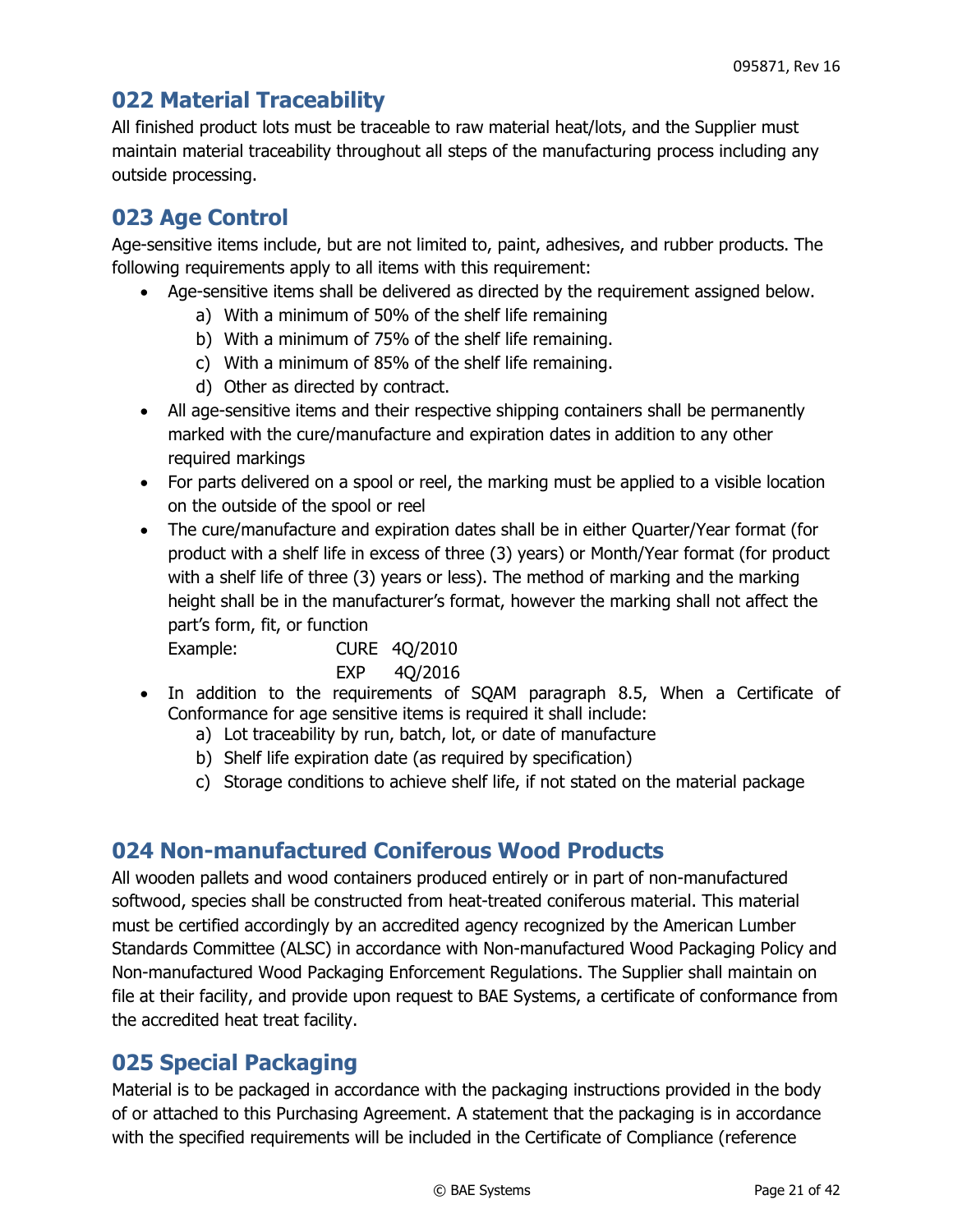## 022 Material Traceability

All finished product lots must be traceable to raw material heat/lots, and the Supplier must maintain material traceability throughout all steps of the manufacturing process including any outside processing.

## 023 Age Control

Age-sensitive items include, but are not limited to, paint, adhesives, and rubber products. The following requirements apply to all items with this requirement:

- Age-sensitive items shall be delivered as directed by the requirement assigned below.
  a) With a minimum of 50% of the shelf life remaining
  b) With a minimum of 75% of the shelf life remaining.
  c) With a minimum of 85% of the shelf life remaining.
  d) Other as directed by contract.
- All age-sensitive items and their respective shipping containers shall be permanently marked with the cure/manufacture and expiration dates in addition to any other required markings
- For parts delivered on a spool or reel, the marking must be applied to a visible location on the outside of the spool or reel
- The cure/manufacture and expiration dates shall be in either Quarter/Year format (for product with a shelf life in excess of three (3) years) or Month/Year format (for product with a shelf life of three (3) years or less). The method of marking and the marking height shall be in the manufacturer's format, however the marking shall not affect the part's form, fit, or function

  Example: CURE 4Q/2010
  EXP 4Q/2016
- In addition to the requirements of SQAM paragraph 8.5, When a Certificate of Conformance for age sensitive items is required it shall include:
  a) Lot traceability by run, batch, lot, or date of manufacture
  b) Shelf life expiration date (as required by specification)
  c) Storage conditions to achieve shelf life, if not stated on the material package

## 024 Non-manufactured Coniferous Wood Products

All wooden pallets and wood containers produced entirely or in part of non-manufactured softwood, species shall be constructed from heat-treated coniferous material. This material must be certified accordingly by an accredited agency recognized by the American Lumber Standards Committee (ALSC) in accordance with Non-manufactured Wood Packaging Policy and Non-manufactured Wood Packaging Enforcement Regulations. The Supplier shall maintain on file at their facility, and provide upon request to BAE Systems, a certificate of conformance from the accredited heat treat facility.

## 025 Special Packaging

Material is to be packaged in accordance with the packaging instructions provided in the body of or attached to this Purchasing Agreement. A statement that the packaging is in accordance with the specified requirements will be included in the Certificate of Compliance (reference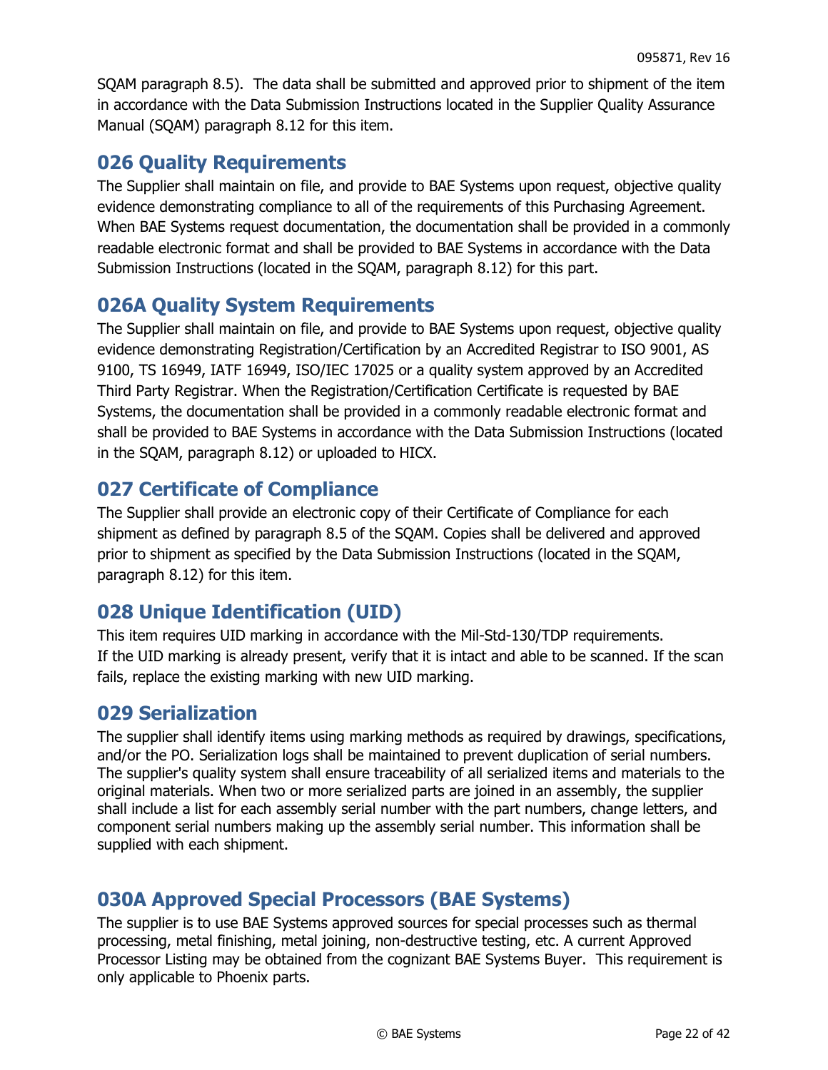SQAM paragraph 8.5). The data shall be submitted and approved prior to shipment of the item in accordance with the Data Submission Instructions located in the Supplier Quality Assurance Manual (SQAM) paragraph 8.12 for this item.

## 026 Quality Requirements

The Supplier shall maintain on file, and provide to BAE Systems upon request, objective quality evidence demonstrating compliance to all of the requirements of this Purchasing Agreement. When BAE Systems request documentation, the documentation shall be provided in a commonly readable electronic format and shall be provided to BAE Systems in accordance with the Data Submission Instructions (located in the SQAM, paragraph 8.12) for this part.

## 026A Quality System Requirements

The Supplier shall maintain on file, and provide to BAE Systems upon request, objective quality evidence demonstrating Registration/Certification by an Accredited Registrar to ISO 9001, AS 9100, TS 16949, IATF 16949, ISO/IEC 17025 or a quality system approved by an Accredited Third Party Registrar. When the Registration/Certification Certificate is requested by BAE Systems, the documentation shall be provided in a commonly readable electronic format and shall be provided to BAE Systems in accordance with the Data Submission Instructions (located in the SQAM, paragraph 8.12) or uploaded to HICX.

## 027 Certificate of Compliance

The Supplier shall provide an electronic copy of their Certificate of Compliance for each shipment as defined by paragraph 8.5 of the SQAM. Copies shall be delivered and approved prior to shipment as specified by the Data Submission Instructions (located in the SQAM, paragraph 8.12) for this item.

## 028 Unique Identification (UID)

This item requires UID marking in accordance with the Mil-Std-130/TDP requirements.
If the UID marking is already present, verify that it is intact and able to be scanned. If the scan fails, replace the existing marking with new UID marking.

## 029 Serialization

The supplier shall identify items using marking methods as required by drawings, specifications, and/or the PO. Serialization logs shall be maintained to prevent duplication of serial numbers. The supplier's quality system shall ensure traceability of all serialized items and materials to the original materials. When two or more serialized parts are joined in an assembly, the supplier shall include a list for each assembly serial number with the part numbers, change letters, and component serial numbers making up the assembly serial number. This information shall be supplied with each shipment.

## 030A Approved Special Processors (BAE Systems)

The supplier is to use BAE Systems approved sources for special processes such as thermal processing, metal finishing, metal joining, non-destructive testing, etc. A current Approved Processor Listing may be obtained from the cognizant BAE Systems Buyer. This requirement is only applicable to Phoenix parts.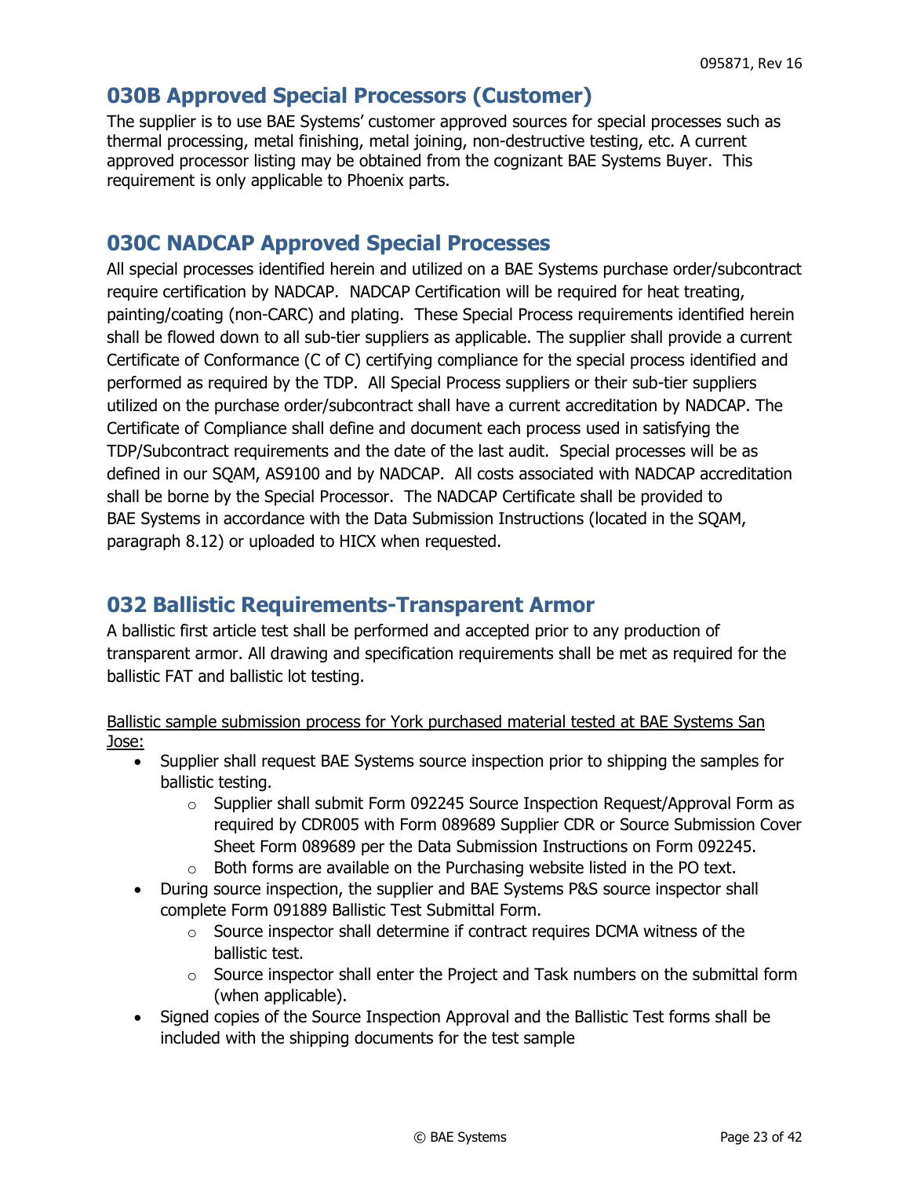## 030B Approved Special Processors (Customer)

The supplier is to use BAE Systems' customer approved sources for special processes such as thermal processing, metal finishing, metal joining, non-destructive testing, etc. A current approved processor listing may be obtained from the cognizant BAE Systems Buyer. This requirement is only applicable to Phoenix parts.

## 030C NADCAP Approved Special Processes

All special processes identified herein and utilized on a BAE Systems purchase order/subcontract require certification by NADCAP. NADCAP Certification will be required for heat treating, painting/coating (non-CARC) and plating. These Special Process requirements identified herein shall be flowed down to all sub-tier suppliers as applicable. The supplier shall provide a current Certificate of Conformance (C of C) certifying compliance for the special process identified and performed as required by the TDP. All Special Process suppliers or their sub-tier suppliers utilized on the purchase order/subcontract shall have a current accreditation by NADCAP. The Certificate of Compliance shall define and document each process used in satisfying the TDP/Subcontract requirements and the date of the last audit. Special processes will be as defined in our SQAM, AS9100 and by NADCAP. All costs associated with NADCAP accreditation shall be borne by the Special Processor. The NADCAP Certificate shall be provided to BAE Systems in accordance with the Data Submission Instructions (located in the SQAM, paragraph 8.12) or uploaded to HICX when requested.

## 032 Ballistic Requirements-Transparent Armor

A ballistic first article test shall be performed and accepted prior to any production of transparent armor. All drawing and specification requirements shall be met as required for the ballistic FAT and ballistic lot testing.

<u>Ballistic sample submission process for York purchased material tested at BAE Systems San Jose:</u>

- Supplier shall request BAE Systems source inspection prior to shipping the samples for ballistic testing.
  - Supplier shall submit Form 092245 Source Inspection Request/Approval Form as required by CDR005 with Form 089689 Supplier CDR or Source Submission Cover Sheet Form 089689 per the Data Submission Instructions on Form 092245.
  - Both forms are available on the Purchasing website listed in the PO text.
- During source inspection, the supplier and BAE Systems P&S source inspector shall complete Form 091889 Ballistic Test Submittal Form.
  - Source inspector shall determine if contract requires DCMA witness of the ballistic test.
  - Source inspector shall enter the Project and Task numbers on the submittal form (when applicable).
- Signed copies of the Source Inspection Approval and the Ballistic Test forms shall be included with the shipping documents for the test sample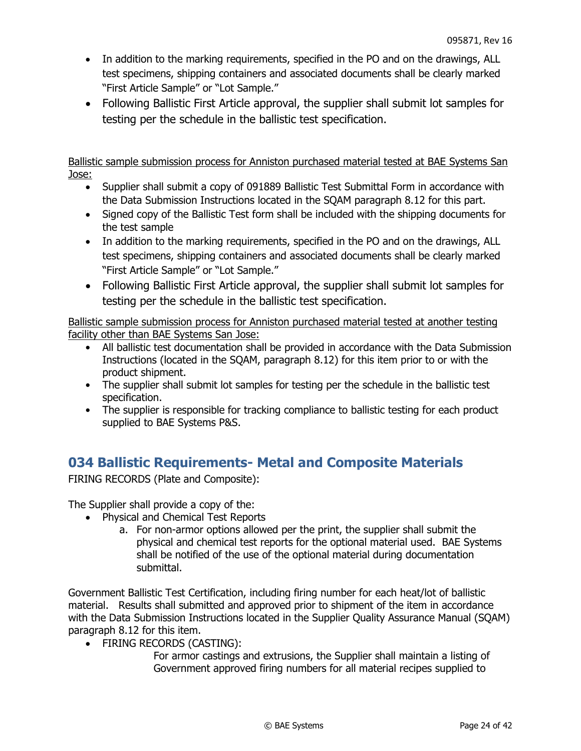- In addition to the marking requirements, specified in the PO and on the drawings, ALL test specimens, shipping containers and associated documents shall be clearly marked "First Article Sample" or "Lot Sample."
- Following Ballistic First Article approval, the supplier shall submit lot samples for testing per the schedule in the ballistic test specification.

<u>Ballistic sample submission process for Anniston purchased material tested at BAE Systems San Jose:</u>

- Supplier shall submit a copy of 091889 Ballistic Test Submittal Form in accordance with the Data Submission Instructions located in the SQAM paragraph 8.12 for this part.
- Signed copy of the Ballistic Test form shall be included with the shipping documents for the test sample
- In addition to the marking requirements, specified in the PO and on the drawings, ALL test specimens, shipping containers and associated documents shall be clearly marked "First Article Sample" or "Lot Sample."
- Following Ballistic First Article approval, the supplier shall submit lot samples for testing per the schedule in the ballistic test specification.

<u>Ballistic sample submission process for Anniston purchased material tested at another testing facility other than BAE Systems San Jose:</u>

- All ballistic test documentation shall be provided in accordance with the Data Submission Instructions (located in the SQAM, paragraph 8.12) for this item prior to or with the product shipment.
- The supplier shall submit lot samples for testing per the schedule in the ballistic test specification.
- The supplier is responsible for tracking compliance to ballistic testing for each product supplied to BAE Systems P&S.

## 034 Ballistic Requirements- Metal and Composite Materials

FIRING RECORDS (Plate and Composite):

The Supplier shall provide a copy of the:

- Physical and Chemical Test Reports
  a. For non-armor options allowed per the print, the supplier shall submit the physical and chemical test reports for the optional material used. BAE Systems shall be notified of the use of the optional material during documentation submittal.

Government Ballistic Test Certification, including firing number for each heat/lot of ballistic material. Results shall submitted and approved prior to shipment of the item in accordance with the Data Submission Instructions located in the Supplier Quality Assurance Manual (SQAM) paragraph 8.12 for this item.

- FIRING RECORDS (CASTING):

  For armor castings and extrusions, the Supplier shall maintain a listing of Government approved firing numbers for all material recipes supplied to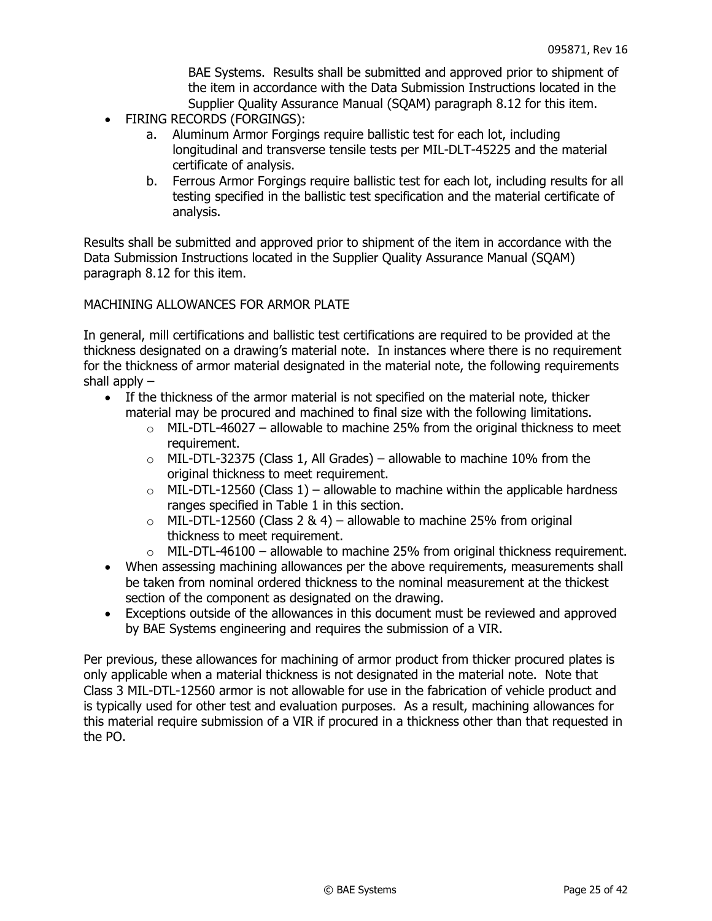BAE Systems. Results shall be submitted and approved prior to shipment of the item in accordance with the Data Submission Instructions located in the Supplier Quality Assurance Manual (SQAM) paragraph 8.12 for this item.

- FIRING RECORDS (FORGINGS):
  a. Aluminum Armor Forgings require ballistic test for each lot, including longitudinal and transverse tensile tests per MIL-DLT-45225 and the material certificate of analysis.
  b. Ferrous Armor Forgings require ballistic test for each lot, including results for all testing specified in the ballistic test specification and the material certificate of analysis.

Results shall be submitted and approved prior to shipment of the item in accordance with the Data Submission Instructions located in the Supplier Quality Assurance Manual (SQAM) paragraph 8.12 for this item.

MACHINING ALLOWANCES FOR ARMOR PLATE

In general, mill certifications and ballistic test certifications are required to be provided at the thickness designated on a drawing's material note. In instances where there is no requirement for the thickness of armor material designated in the material note, the following requirements shall apply –

- If the thickness of the armor material is not specified on the material note, thicker material may be procured and machined to final size with the following limitations.
  - MIL-DTL-46027 – allowable to machine 25% from the original thickness to meet requirement.
  - MIL-DTL-32375 (Class 1, All Grades) – allowable to machine 10% from the original thickness to meet requirement.
  - MIL-DTL-12560 (Class 1) – allowable to machine within the applicable hardness ranges specified in Table 1 in this section.
  - MIL-DTL-12560 (Class 2 & 4) – allowable to machine 25% from original thickness to meet requirement.
  - MIL-DTL-46100 – allowable to machine 25% from original thickness requirement.
- When assessing machining allowances per the above requirements, measurements shall be taken from nominal ordered thickness to the nominal measurement at the thickest section of the component as designated on the drawing.
- Exceptions outside of the allowances in this document must be reviewed and approved by BAE Systems engineering and requires the submission of a VIR.

Per previous, these allowances for machining of armor product from thicker procured plates is only applicable when a material thickness is not designated in the material note. Note that Class 3 MIL-DTL-12560 armor is not allowable for use in the fabrication of vehicle product and is typically used for other test and evaluation purposes. As a result, machining allowances for this material require submission of a VIR if procured in a thickness other than that requested in the PO.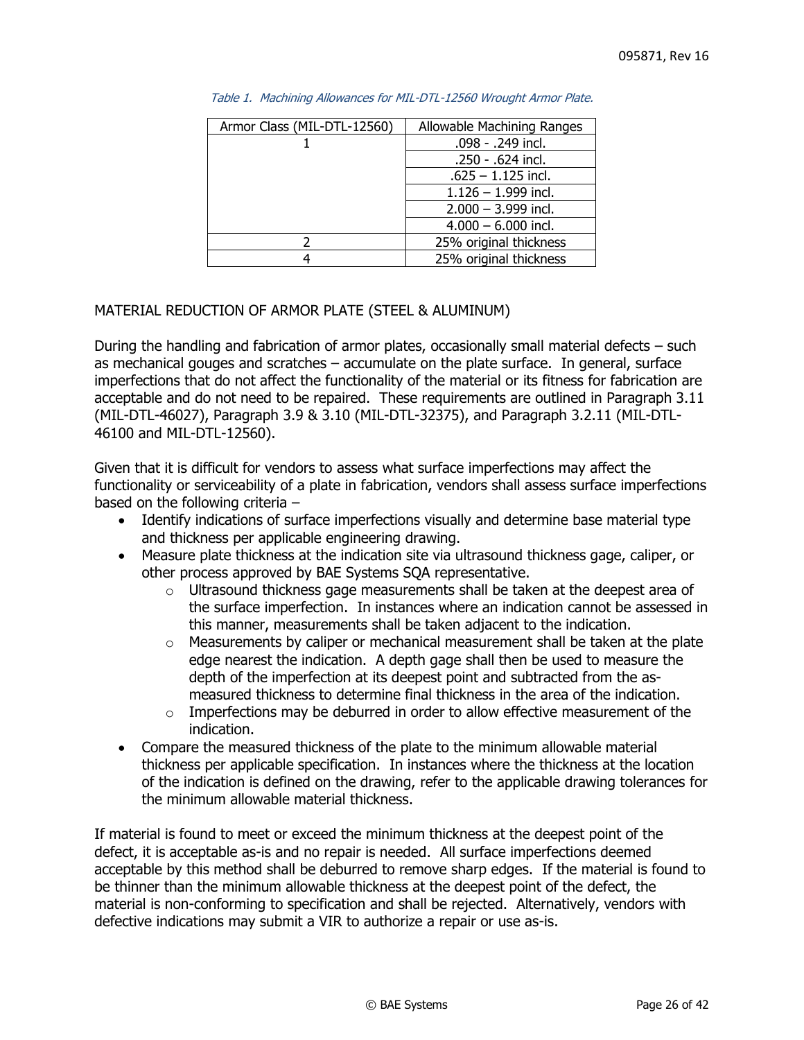*Table 1. Machining Allowances for MIL-DTL-12560 Wrought Armor Plate.*

| Armor Class (MIL-DTL-12560) | Allowable Machining Ranges |
|---|---|
| 1 | .098 - .249 incl. |
| | .250 - .624 incl. |
| | .625 – 1.125 incl. |
| | 1.126 – 1.999 incl. |
| | 2.000 – 3.999 incl. |
| | 4.000 – 6.000 incl. |
| 2 | 25% original thickness |
| 4 | 25% original thickness |

MATERIAL REDUCTION OF ARMOR PLATE (STEEL & ALUMINUM)

During the handling and fabrication of armor plates, occasionally small material defects – such as mechanical gouges and scratches – accumulate on the plate surface. In general, surface imperfections that do not affect the functionality of the material or its fitness for fabrication are acceptable and do not need to be repaired. These requirements are outlined in Paragraph 3.11 (MIL-DTL-46027), Paragraph 3.9 & 3.10 (MIL-DTL-32375), and Paragraph 3.2.11 (MIL-DTL-46100 and MIL-DTL-12560).

Given that it is difficult for vendors to assess what surface imperfections may affect the functionality or serviceability of a plate in fabrication, vendors shall assess surface imperfections based on the following criteria –

- Identify indications of surface imperfections visually and determine base material type and thickness per applicable engineering drawing.
- Measure plate thickness at the indication site via ultrasound thickness gage, caliper, or other process approved by BAE Systems SQA representative.
  - Ultrasound thickness gage measurements shall be taken at the deepest area of the surface imperfection. In instances where an indication cannot be assessed in this manner, measurements shall be taken adjacent to the indication.
  - Measurements by caliper or mechanical measurement shall be taken at the plate edge nearest the indication. A depth gage shall then be used to measure the depth of the imperfection at its deepest point and subtracted from the as-measured thickness to determine final thickness in the area of the indication.
  - Imperfections may be deburred in order to allow effective measurement of the indication.
- Compare the measured thickness of the plate to the minimum allowable material thickness per applicable specification. In instances where the thickness at the location of the indication is defined on the drawing, refer to the applicable drawing tolerances for the minimum allowable material thickness.

If material is found to meet or exceed the minimum thickness at the deepest point of the defect, it is acceptable as-is and no repair is needed. All surface imperfections deemed acceptable by this method shall be deburred to remove sharp edges. If the material is found to be thinner than the minimum allowable thickness at the deepest point of the defect, the material is non-conforming to specification and shall be rejected. Alternatively, vendors with defective indications may submit a VIR to authorize a repair or use as-is.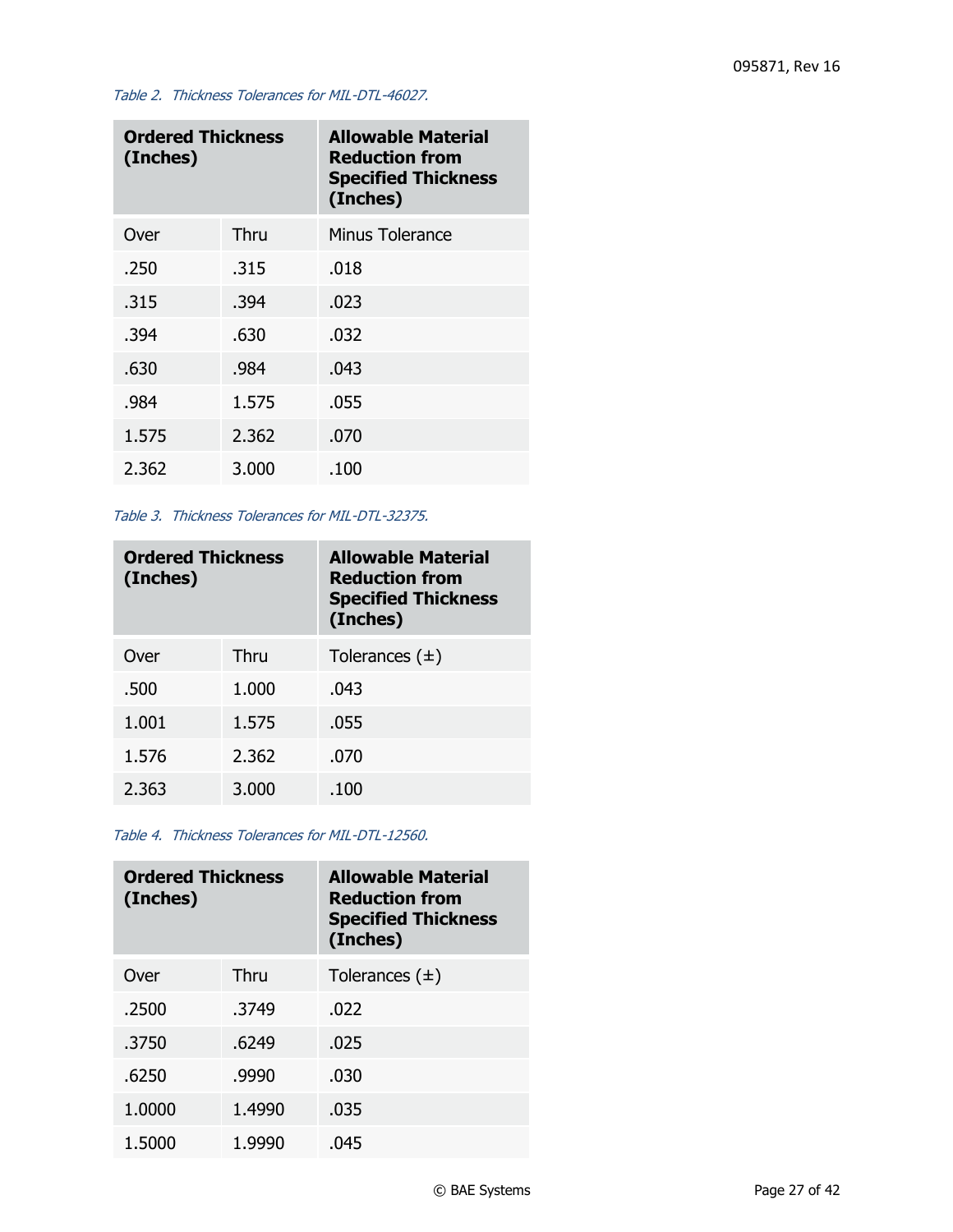*Table 2. Thickness Tolerances for MIL-DTL-46027.*

| **Ordered Thickness (Inches)** | | **Allowable Material Reduction from Specified Thickness (Inches)** |
|---|---|---|
| Over | Thru | Minus Tolerance |
| .250 | .315 | .018 |
| .315 | .394 | .023 |
| .394 | .630 | .032 |
| .630 | .984 | .043 |
| .984 | 1.575 | .055 |
| 1.575 | 2.362 | .070 |
| 2.362 | 3.000 | .100 |

*Table 3. Thickness Tolerances for MIL-DTL-32375.*

| **Ordered Thickness (Inches)** | | **Allowable Material Reduction from Specified Thickness (Inches)** |
|---|---|---|
| Over | Thru | Tolerances (±) |
| .500 | 1.000 | .043 |
| 1.001 | 1.575 | .055 |
| 1.576 | 2.362 | .070 |
| 2.363 | 3.000 | .100 |

*Table 4. Thickness Tolerances for MIL-DTL-12560.*

| **Ordered Thickness (Inches)** | | **Allowable Material Reduction from Specified Thickness (Inches)** |
|---|---|---|
| Over | Thru | Tolerances (±) |
| .2500 | .3749 | .022 |
| .3750 | .6249 | .025 |
| .6250 | .9990 | .030 |
| 1.0000 | 1.4990 | .035 |
| 1.5000 | 1.9990 | .045 |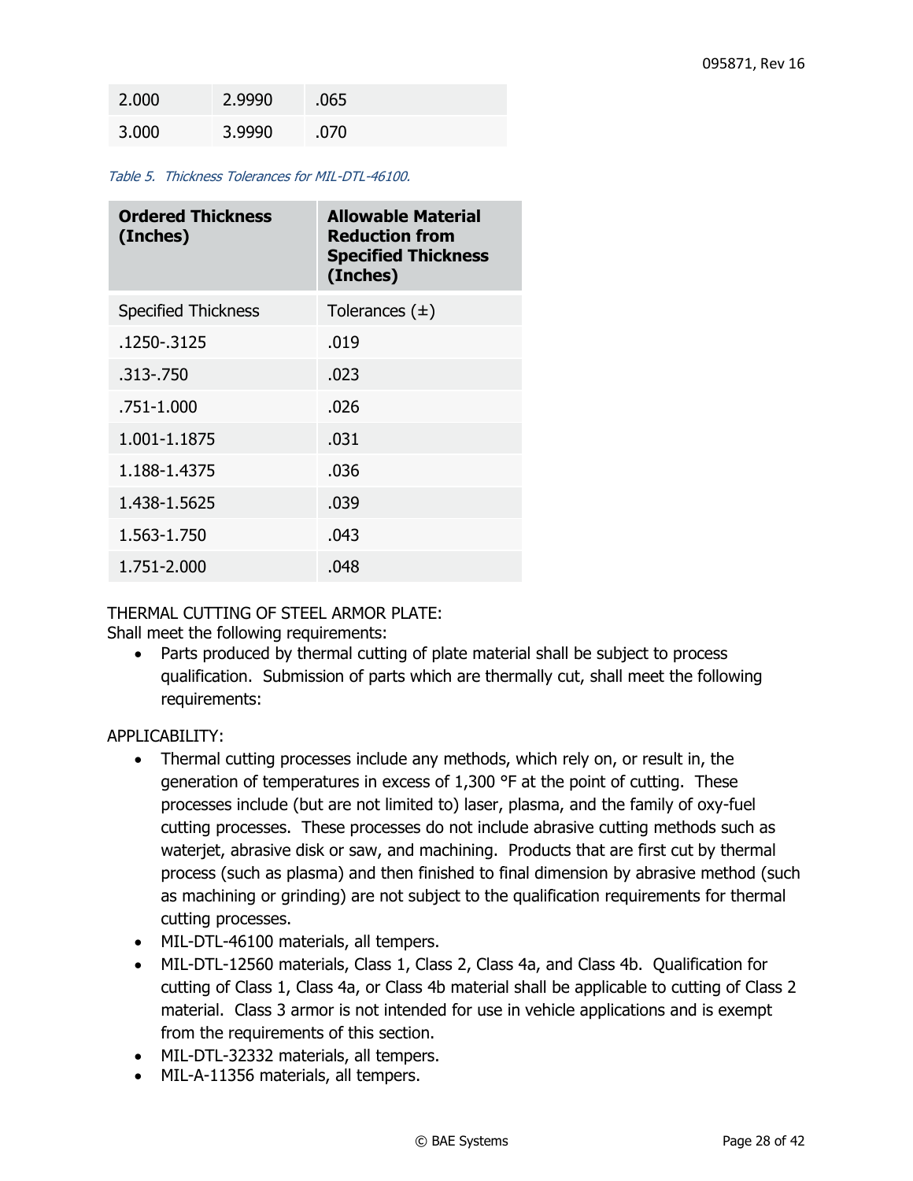| | | |
|---|---|---|
| 2.000 | 2.9990 | .065 |
| 3.000 | 3.9990 | .070 |

*Table 5. Thickness Tolerances for MIL-DTL-46100.*

| **Ordered Thickness (Inches)** | **Allowable Material Reduction from Specified Thickness (Inches)** |
|---|---|
| Specified Thickness | Tolerances (±) |
| .1250-.3125 | .019 |
| .313-.750 | .023 |
| .751-1.000 | .026 |
| 1.001-1.1875 | .031 |
| 1.188-1.4375 | .036 |
| 1.438-1.5625 | .039 |
| 1.563-1.750 | .043 |
| 1.751-2.000 | .048 |

THERMAL CUTTING OF STEEL ARMOR PLATE:
Shall meet the following requirements:

- Parts produced by thermal cutting of plate material shall be subject to process qualification. Submission of parts which are thermally cut, shall meet the following requirements:

APPLICABILITY:

- Thermal cutting processes include any methods, which rely on, or result in, the generation of temperatures in excess of 1,300 °F at the point of cutting. These processes include (but are not limited to) laser, plasma, and the family of oxy-fuel cutting processes. These processes do not include abrasive cutting methods such as waterjet, abrasive disk or saw, and machining. Products that are first cut by thermal process (such as plasma) and then finished to final dimension by abrasive method (such as machining or grinding) are not subject to the qualification requirements for thermal cutting processes.
- MIL-DTL-46100 materials, all tempers.
- MIL-DTL-12560 materials, Class 1, Class 2, Class 4a, and Class 4b. Qualification for cutting of Class 1, Class 4a, or Class 4b material shall be applicable to cutting of Class 2 material. Class 3 armor is not intended for use in vehicle applications and is exempt from the requirements of this section.
- MIL-DTL-32332 materials, all tempers.
- MIL-A-11356 materials, all tempers.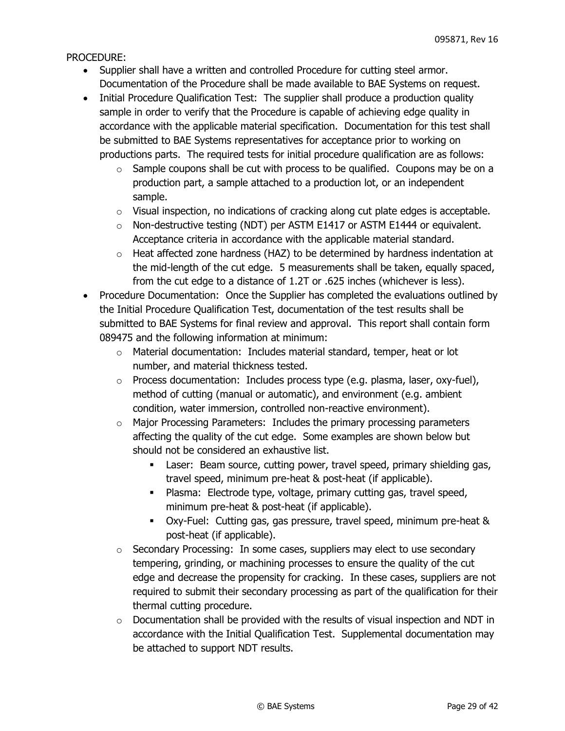PROCEDURE:

- Supplier shall have a written and controlled Procedure for cutting steel armor. Documentation of the Procedure shall be made available to BAE Systems on request.
- Initial Procedure Qualification Test: The supplier shall produce a production quality sample in order to verify that the Procedure is capable of achieving edge quality in accordance with the applicable material specification. Documentation for this test shall be submitted to BAE Systems representatives for acceptance prior to working on productions parts. The required tests for initial procedure qualification are as follows:
  - Sample coupons shall be cut with process to be qualified. Coupons may be on a production part, a sample attached to a production lot, or an independent sample.
  - Visual inspection, no indications of cracking along cut plate edges is acceptable.
  - Non-destructive testing (NDT) per ASTM E1417 or ASTM E1444 or equivalent. Acceptance criteria in accordance with the applicable material standard.
  - Heat affected zone hardness (HAZ) to be determined by hardness indentation at the mid-length of the cut edge. 5 measurements shall be taken, equally spaced, from the cut edge to a distance of 1.2T or .625 inches (whichever is less).
- Procedure Documentation: Once the Supplier has completed the evaluations outlined by the Initial Procedure Qualification Test, documentation of the test results shall be submitted to BAE Systems for final review and approval. This report shall contain form 089475 and the following information at minimum:
  - Material documentation: Includes material standard, temper, heat or lot number, and material thickness tested.
  - Process documentation: Includes process type (e.g. plasma, laser, oxy-fuel), method of cutting (manual or automatic), and environment (e.g. ambient condition, water immersion, controlled non-reactive environment).
  - Major Processing Parameters: Includes the primary processing parameters affecting the quality of the cut edge. Some examples are shown below but should not be considered an exhaustive list.
    - Laser: Beam source, cutting power, travel speed, primary shielding gas, travel speed, minimum pre-heat & post-heat (if applicable).
    - Plasma: Electrode type, voltage, primary cutting gas, travel speed, minimum pre-heat & post-heat (if applicable).
    - Oxy-Fuel: Cutting gas, gas pressure, travel speed, minimum pre-heat & post-heat (if applicable).
  - Secondary Processing: In some cases, suppliers may elect to use secondary tempering, grinding, or machining processes to ensure the quality of the cut edge and decrease the propensity for cracking. In these cases, suppliers are not required to submit their secondary processing as part of the qualification for their thermal cutting procedure.
  - Documentation shall be provided with the results of visual inspection and NDT in accordance with the Initial Qualification Test. Supplemental documentation may be attached to support NDT results.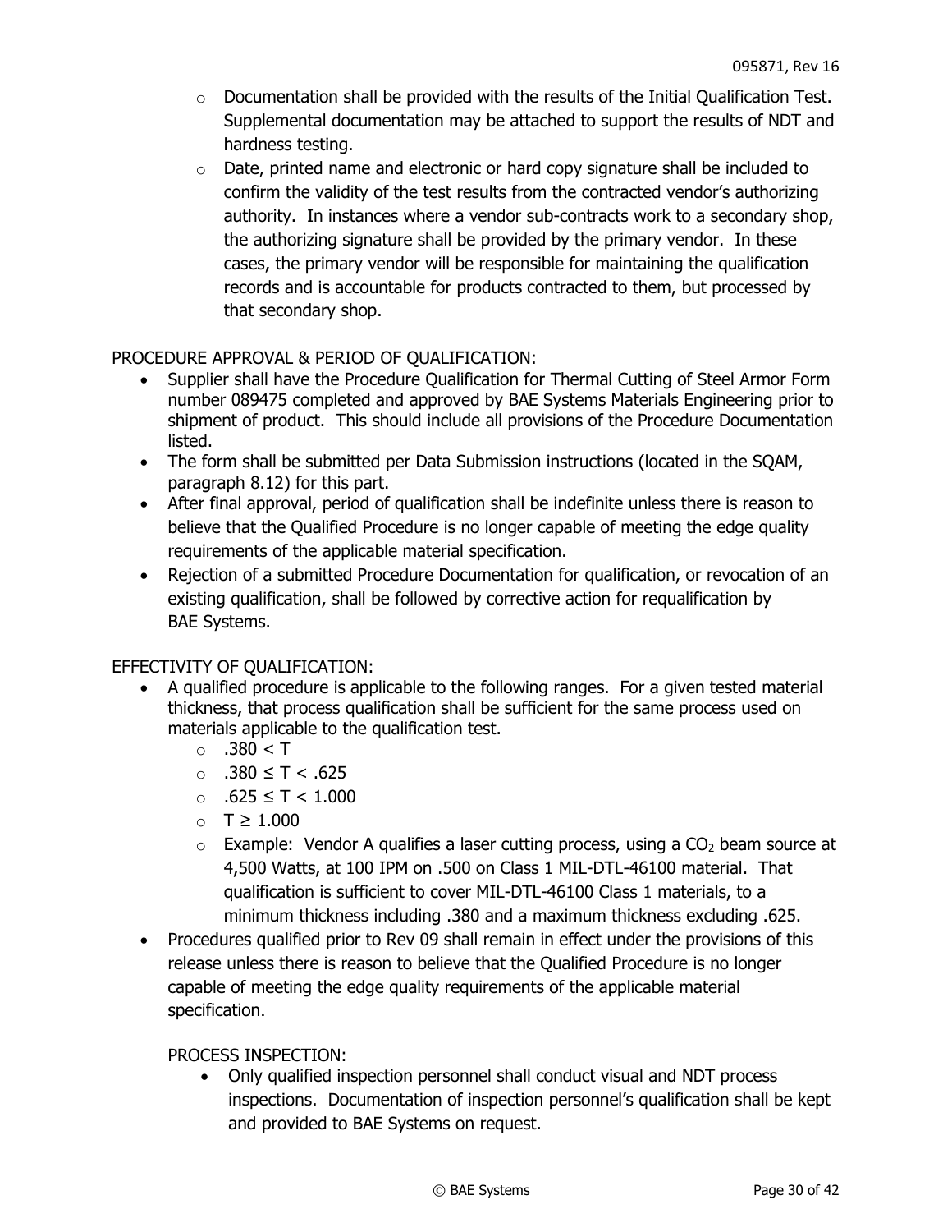- Documentation shall be provided with the results of the Initial Qualification Test. Supplemental documentation may be attached to support the results of NDT and hardness testing.
- Date, printed name and electronic or hard copy signature shall be included to confirm the validity of the test results from the contracted vendor's authorizing authority. In instances where a vendor sub-contracts work to a secondary shop, the authorizing signature shall be provided by the primary vendor. In these cases, the primary vendor will be responsible for maintaining the qualification records and is accountable for products contracted to them, but processed by that secondary shop.

PROCEDURE APPROVAL & PERIOD OF QUALIFICATION:

- Supplier shall have the Procedure Qualification for Thermal Cutting of Steel Armor Form number 089475 completed and approved by BAE Systems Materials Engineering prior to shipment of product. This should include all provisions of the Procedure Documentation listed.
- The form shall be submitted per Data Submission instructions (located in the SQAM, paragraph 8.12) for this part.
- After final approval, period of qualification shall be indefinite unless there is reason to believe that the Qualified Procedure is no longer capable of meeting the edge quality requirements of the applicable material specification.
- Rejection of a submitted Procedure Documentation for qualification, or revocation of an existing qualification, shall be followed by corrective action for requalification by BAE Systems.

EFFECTIVITY OF QUALIFICATION:

- A qualified procedure is applicable to the following ranges. For a given tested material thickness, that process qualification shall be sufficient for the same process used on materials applicable to the qualification test.
  - $.380 < T$
  - $.380 \leq T < .625$
  - $.625 \leq T < 1.000$
  - $T \geq 1.000$
  - Example: Vendor A qualifies a laser cutting process, using a $CO_2$ beam source at 4,500 Watts, at 100 IPM on .500 on Class 1 MIL-DTL-46100 material. That qualification is sufficient to cover MIL-DTL-46100 Class 1 materials, to a minimum thickness including .380 and a maximum thickness excluding .625.
- Procedures qualified prior to Rev 09 shall remain in effect under the provisions of this release unless there is reason to believe that the Qualified Procedure is no longer capable of meeting the edge quality requirements of the applicable material specification.

PROCESS INSPECTION:

- Only qualified inspection personnel shall conduct visual and NDT process inspections. Documentation of inspection personnel's qualification shall be kept and provided to BAE Systems on request.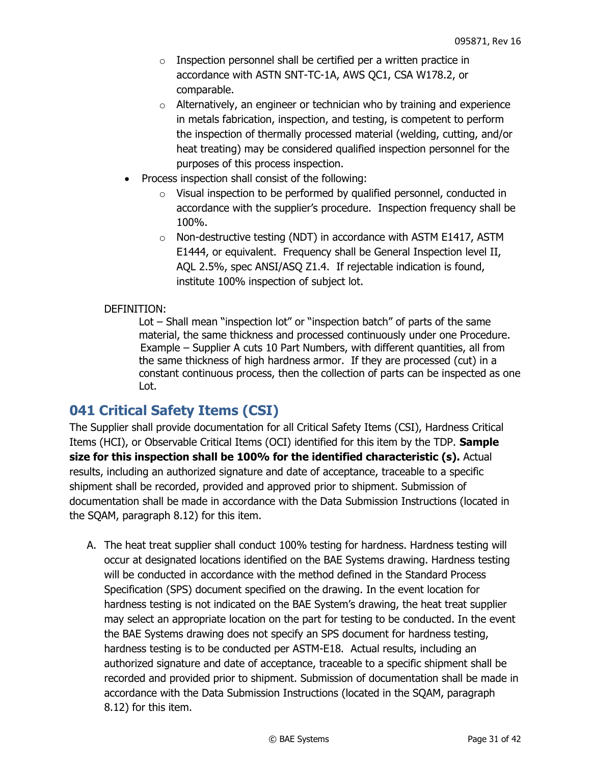- Inspection personnel shall be certified per a written practice in accordance with ASTN SNT-TC-1A, AWS QC1, CSA W178.2, or comparable.
  - Alternatively, an engineer or technician who by training and experience in metals fabrication, inspection, and testing, is competent to perform the inspection of thermally processed material (welding, cutting, and/or heat treating) may be considered qualified inspection personnel for the purposes of this process inspection.
- Process inspection shall consist of the following:
  - Visual inspection to be performed by qualified personnel, conducted in accordance with the supplier's procedure. Inspection frequency shall be 100%.
  - Non-destructive testing (NDT) in accordance with ASTM E1417, ASTM E1444, or equivalent. Frequency shall be General Inspection level II, AQL 2.5%, spec ANSI/ASQ Z1.4. If rejectable indication is found, institute 100% inspection of subject lot.

DEFINITION:

> Lot – Shall mean "inspection lot" or "inspection batch" of parts of the same material, the same thickness and processed continuously under one Procedure. Example – Supplier A cuts 10 Part Numbers, with different quantities, all from the same thickness of high hardness armor. If they are processed (cut) in a constant continuous process, then the collection of parts can be inspected as one Lot.

## 041 Critical Safety Items (CSI)

The Supplier shall provide documentation for all Critical Safety Items (CSI), Hardness Critical Items (HCI), or Observable Critical Items (OCI) identified for this item by the TDP. **Sample size for this inspection shall be 100% for the identified characteristic (s).** Actual results, including an authorized signature and date of acceptance, traceable to a specific shipment shall be recorded, provided and approved prior to shipment. Submission of documentation shall be made in accordance with the Data Submission Instructions (located in the SQAM, paragraph 8.12) for this item.

A. The heat treat supplier shall conduct 100% testing for hardness. Hardness testing will occur at designated locations identified on the BAE Systems drawing. Hardness testing will be conducted in accordance with the method defined in the Standard Process Specification (SPS) document specified on the drawing. In the event location for hardness testing is not indicated on the BAE System's drawing, the heat treat supplier may select an appropriate location on the part for testing to be conducted. In the event the BAE Systems drawing does not specify an SPS document for hardness testing, hardness testing is to be conducted per ASTM-E18. Actual results, including an authorized signature and date of acceptance, traceable to a specific shipment shall be recorded and provided prior to shipment. Submission of documentation shall be made in accordance with the Data Submission Instructions (located in the SQAM, paragraph 8.12) for this item.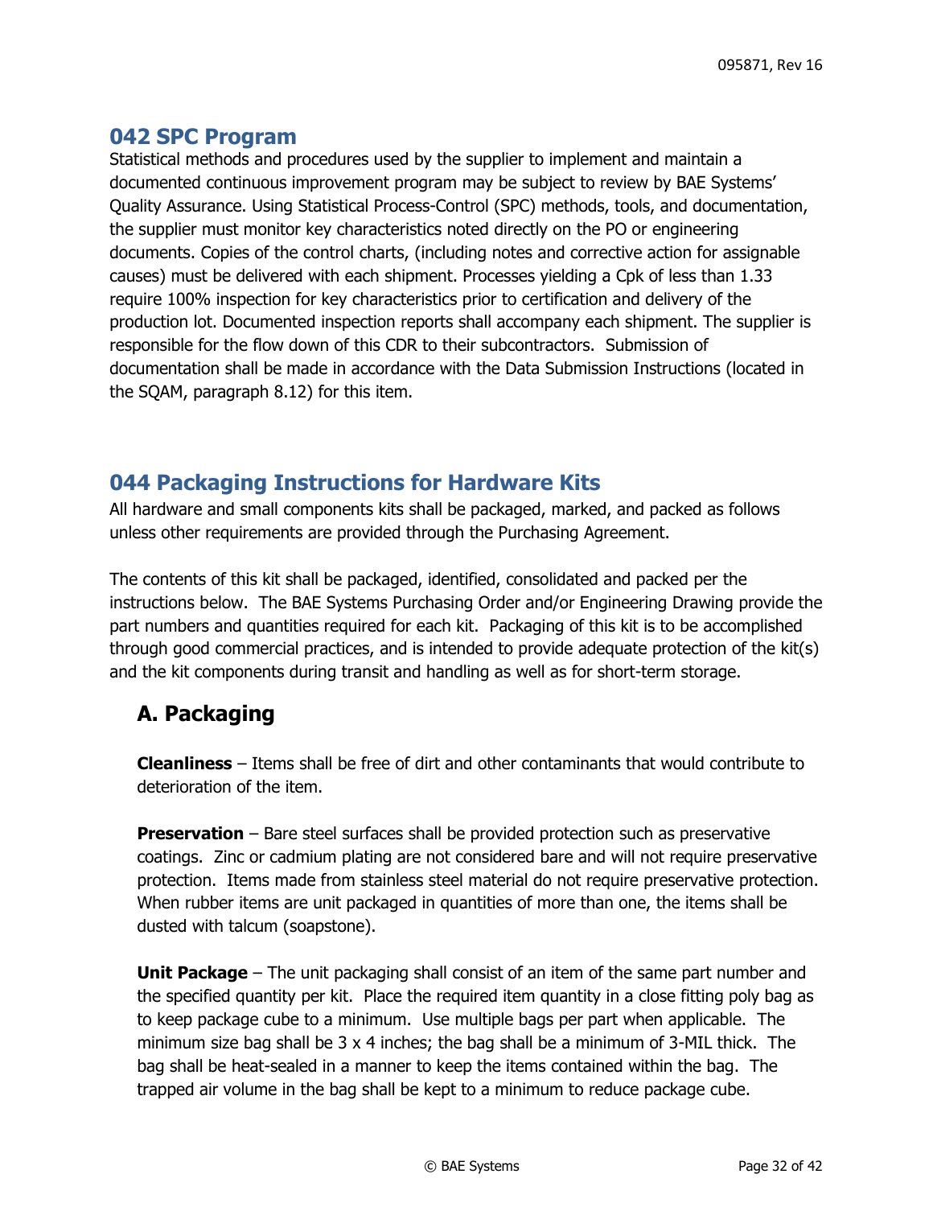## 042 SPC Program

Statistical methods and procedures used by the supplier to implement and maintain a documented continuous improvement program may be subject to review by BAE Systems' Quality Assurance. Using Statistical Process-Control (SPC) methods, tools, and documentation, the supplier must monitor key characteristics noted directly on the PO or engineering documents. Copies of the control charts, (including notes and corrective action for assignable causes) must be delivered with each shipment. Processes yielding a Cpk of less than 1.33 require 100% inspection for key characteristics prior to certification and delivery of the production lot. Documented inspection reports shall accompany each shipment. The supplier is responsible for the flow down of this CDR to their subcontractors. Submission of documentation shall be made in accordance with the Data Submission Instructions (located in the SQAM, paragraph 8.12) for this item.

## 044 Packaging Instructions for Hardware Kits

All hardware and small components kits shall be packaged, marked, and packed as follows unless other requirements are provided through the Purchasing Agreement.

The contents of this kit shall be packaged, identified, consolidated and packed per the instructions below. The BAE Systems Purchasing Order and/or Engineering Drawing provide the part numbers and quantities required for each kit. Packaging of this kit is to be accomplished through good commercial practices, and is intended to provide adequate protection of the kit(s) and the kit components during transit and handling as well as for short-term storage.

### A. Packaging

**Cleanliness** – Items shall be free of dirt and other contaminants that would contribute to deterioration of the item.

**Preservation** – Bare steel surfaces shall be provided protection such as preservative coatings. Zinc or cadmium plating are not considered bare and will not require preservative protection. Items made from stainless steel material do not require preservative protection. When rubber items are unit packaged in quantities of more than one, the items shall be dusted with talcum (soapstone).

**Unit Package** – The unit packaging shall consist of an item of the same part number and the specified quantity per kit. Place the required item quantity in a close fitting poly bag as to keep package cube to a minimum. Use multiple bags per part when applicable. The minimum size bag shall be 3 x 4 inches; the bag shall be a minimum of 3-MIL thick. The bag shall be heat-sealed in a manner to keep the items contained within the bag. The trapped air volume in the bag shall be kept to a minimum to reduce package cube.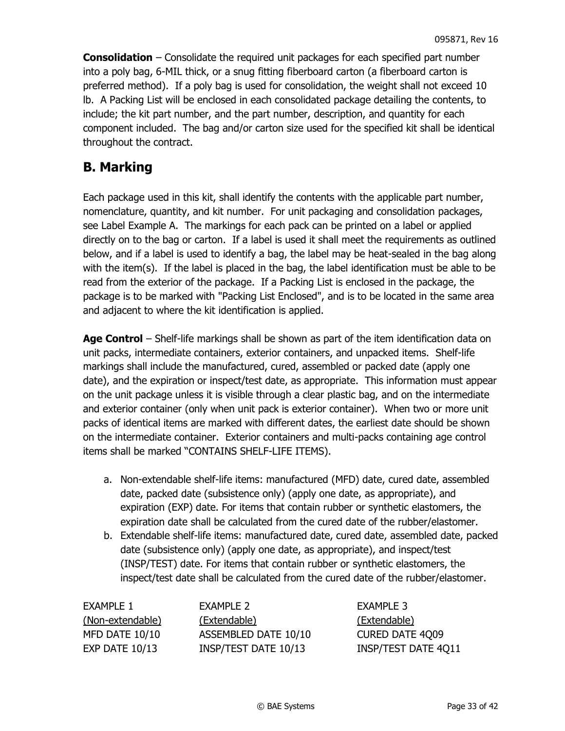**Consolidation** – Consolidate the required unit packages for each specified part number into a poly bag, 6-MIL thick, or a snug fitting fiberboard carton (a fiberboard carton is preferred method). If a poly bag is used for consolidation, the weight shall not exceed 10 lb. A Packing List will be enclosed in each consolidated package detailing the contents, to include; the kit part number, and the part number, description, and quantity for each component included. The bag and/or carton size used for the specified kit shall be identical throughout the contract.

## B. Marking

Each package used in this kit, shall identify the contents with the applicable part number, nomenclature, quantity, and kit number. For unit packaging and consolidation packages, see Label Example A. The markings for each pack can be printed on a label or applied directly on to the bag or carton. If a label is used it shall meet the requirements as outlined below, and if a label is used to identify a bag, the label may be heat-sealed in the bag along with the item(s). If the label is placed in the bag, the label identification must be able to be read from the exterior of the package. If a Packing List is enclosed in the package, the package is to be marked with "Packing List Enclosed", and is to be located in the same area and adjacent to where the kit identification is applied.

**Age Control** – Shelf-life markings shall be shown as part of the item identification data on unit packs, intermediate containers, exterior containers, and unpacked items. Shelf-life markings shall include the manufactured, cured, assembled or packed date (apply one date), and the expiration or inspect/test date, as appropriate. This information must appear on the unit package unless it is visible through a clear plastic bag, and on the intermediate and exterior container (only when unit pack is exterior container). When two or more unit packs of identical items are marked with different dates, the earliest date should be shown on the intermediate container. Exterior containers and multi-packs containing age control items shall be marked "CONTAINS SHELF-LIFE ITEMS).

a. Non-extendable shelf-life items: manufactured (MFD) date, cured date, assembled date, packed date (subsistence only) (apply one date, as appropriate), and expiration (EXP) date. For items that contain rubber or synthetic elastomers, the expiration date shall be calculated from the cured date of the rubber/elastomer.
b. Extendable shelf-life items: manufactured date, cured date, assembled date, packed date (subsistence only) (apply one date, as appropriate), and inspect/test (INSP/TEST) date. For items that contain rubber or synthetic elastomers, the inspect/test date shall be calculated from the cured date of the rubber/elastomer.

| EXAMPLE 1 | EXAMPLE 2 | EXAMPLE 3 |
|---|---|---|
| (Non-extendable) | (Extendable) | (Extendable) |
| MFD DATE 10/10 | ASSEMBLED DATE 10/10 | CURED DATE 4Q09 |
| EXP DATE 10/13 | INSP/TEST DATE 10/13 | INSP/TEST DATE 4Q11 |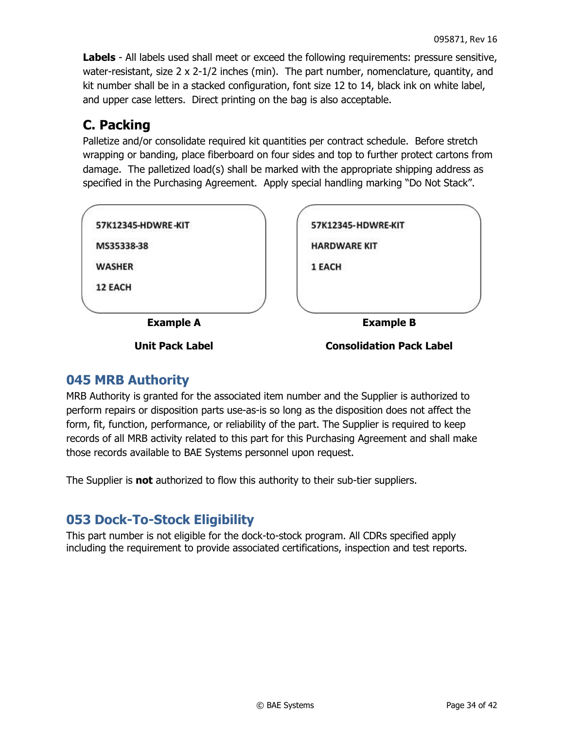**Labels** - All labels used shall meet or exceed the following requirements: pressure sensitive, water-resistant, size 2 x 2-1/2 inches (min). The part number, nomenclature, quantity, and kit number shall be in a stacked configuration, font size 12 to 14, black ink on white label, and upper case letters. Direct printing on the bag is also acceptable.

## C. Packing

Palletize and/or consolidate required kit quantities per contract schedule. Before stretch wrapping or banding, place fiberboard on four sides and top to further protect cartons from damage. The palletized load(s) shall be marked with the appropriate shipping address as specified in the Purchasing Agreement. Apply special handling marking “Do Not Stack”.

57K12345-HDWRE-KIT

MS35338-38

WASHER

12 EACH

**Example A**

**Unit Pack Label**

57K12345-HDWRE-KIT

HARDWARE KIT

1 EACH

**Example B**

**Consolidation Pack Label**

## 045 MRB Authority

MRB Authority is granted for the associated item number and the Supplier is authorized to perform repairs or disposition parts use-as-is so long as the disposition does not affect the form, fit, function, performance, or reliability of the part. The Supplier is required to keep records of all MRB activity related to this part for this Purchasing Agreement and shall make those records available to BAE Systems personnel upon request.

The Supplier is **not** authorized to flow this authority to their sub-tier suppliers.

## 053 Dock-To-Stock Eligibility

This part number is not eligible for the dock-to-stock program. All CDRs specified apply including the requirement to provide associated certifications, inspection and test reports.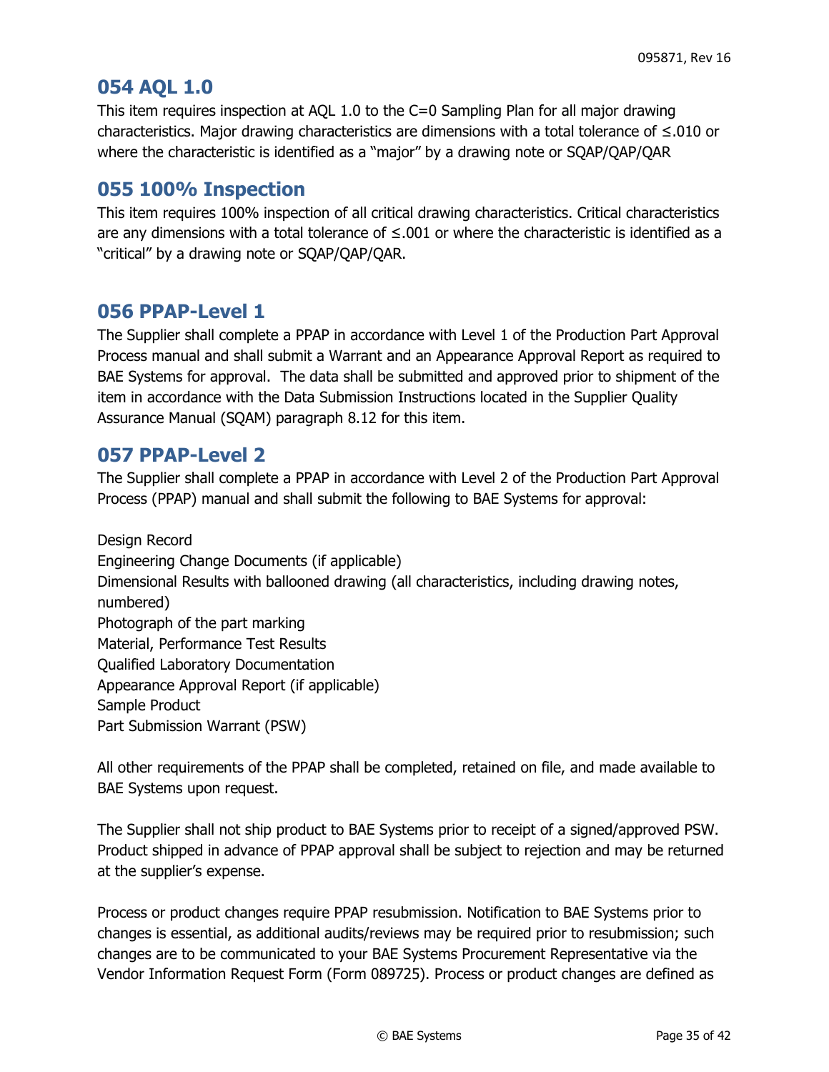## 054 AQL 1.0

This item requires inspection at AQL 1.0 to the C=0 Sampling Plan for all major drawing characteristics. Major drawing characteristics are dimensions with a total tolerance of ≤.010 or where the characteristic is identified as a "major" by a drawing note or SQAP/QAP/QAR

## 055 100% Inspection

This item requires 100% inspection of all critical drawing characteristics. Critical characteristics are any dimensions with a total tolerance of ≤.001 or where the characteristic is identified as a "critical" by a drawing note or SQAP/QAP/QAR.

## 056 PPAP-Level 1

The Supplier shall complete a PPAP in accordance with Level 1 of the Production Part Approval Process manual and shall submit a Warrant and an Appearance Approval Report as required to BAE Systems for approval. The data shall be submitted and approved prior to shipment of the item in accordance with the Data Submission Instructions located in the Supplier Quality Assurance Manual (SQAM) paragraph 8.12 for this item.

## 057 PPAP-Level 2

The Supplier shall complete a PPAP in accordance with Level 2 of the Production Part Approval Process (PPAP) manual and shall submit the following to BAE Systems for approval:

Design Record
Engineering Change Documents (if applicable)
Dimensional Results with ballooned drawing (all characteristics, including drawing notes, numbered)
Photograph of the part marking
Material, Performance Test Results
Qualified Laboratory Documentation
Appearance Approval Report (if applicable)
Sample Product
Part Submission Warrant (PSW)

All other requirements of the PPAP shall be completed, retained on file, and made available to BAE Systems upon request.

The Supplier shall not ship product to BAE Systems prior to receipt of a signed/approved PSW. Product shipped in advance of PPAP approval shall be subject to rejection and may be returned at the supplier's expense.

Process or product changes require PPAP resubmission. Notification to BAE Systems prior to changes is essential, as additional audits/reviews may be required prior to resubmission; such changes are to be communicated to your BAE Systems Procurement Representative via the Vendor Information Request Form (Form 089725). Process or product changes are defined as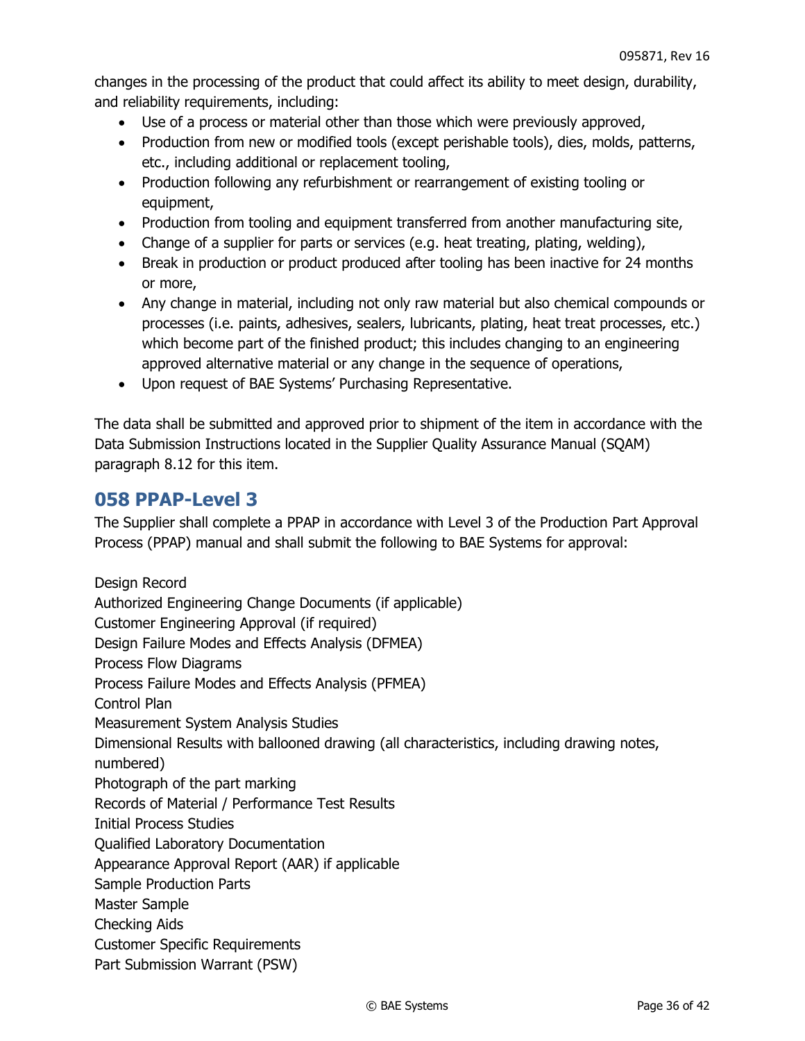changes in the processing of the product that could affect its ability to meet design, durability, and reliability requirements, including:

- Use of a process or material other than those which were previously approved,
- Production from new or modified tools (except perishable tools), dies, molds, patterns, etc., including additional or replacement tooling,
- Production following any refurbishment or rearrangement of existing tooling or equipment,
- Production from tooling and equipment transferred from another manufacturing site,
- Change of a supplier for parts or services (e.g. heat treating, plating, welding),
- Break in production or product produced after tooling has been inactive for 24 months or more,
- Any change in material, including not only raw material but also chemical compounds or processes (i.e. paints, adhesives, sealers, lubricants, plating, heat treat processes, etc.) which become part of the finished product; this includes changing to an engineering approved alternative material or any change in the sequence of operations,
- Upon request of BAE Systems' Purchasing Representative.

The data shall be submitted and approved prior to shipment of the item in accordance with the Data Submission Instructions located in the Supplier Quality Assurance Manual (SQAM) paragraph 8.12 for this item.

## 058 PPAP-Level 3

The Supplier shall complete a PPAP in accordance with Level 3 of the Production Part Approval Process (PPAP) manual and shall submit the following to BAE Systems for approval:

Design Record
Authorized Engineering Change Documents (if applicable)
Customer Engineering Approval (if required)
Design Failure Modes and Effects Analysis (DFMEA)
Process Flow Diagrams
Process Failure Modes and Effects Analysis (PFMEA)
Control Plan
Measurement System Analysis Studies
Dimensional Results with ballooned drawing (all characteristics, including drawing notes, numbered)
Photograph of the part marking
Records of Material / Performance Test Results
Initial Process Studies
Qualified Laboratory Documentation
Appearance Approval Report (AAR) if applicable
Sample Production Parts
Master Sample
Checking Aids
Customer Specific Requirements
Part Submission Warrant (PSW)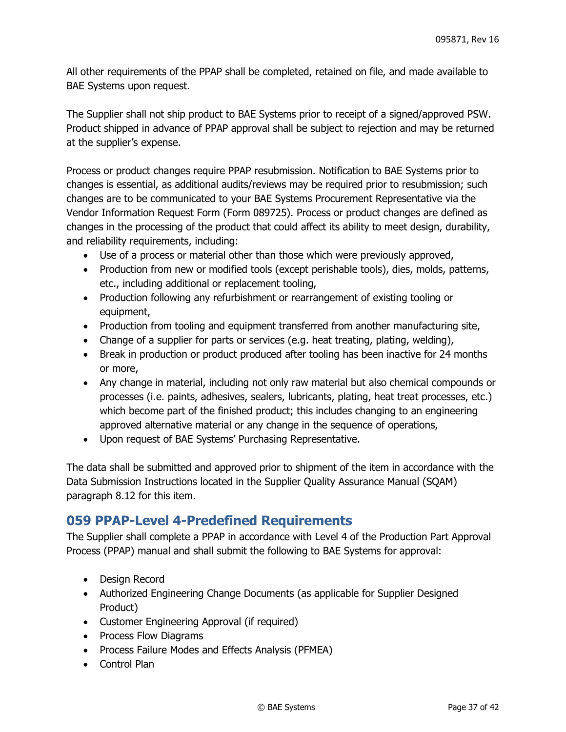All other requirements of the PPAP shall be completed, retained on file, and made available to BAE Systems upon request.

The Supplier shall not ship product to BAE Systems prior to receipt of a signed/approved PSW. Product shipped in advance of PPAP approval shall be subject to rejection and may be returned at the supplier's expense.

Process or product changes require PPAP resubmission. Notification to BAE Systems prior to changes is essential, as additional audits/reviews may be required prior to resubmission; such changes are to be communicated to your BAE Systems Procurement Representative via the Vendor Information Request Form (Form 089725). Process or product changes are defined as changes in the processing of the product that could affect its ability to meet design, durability, and reliability requirements, including:

- Use of a process or material other than those which were previously approved,
- Production from new or modified tools (except perishable tools), dies, molds, patterns, etc., including additional or replacement tooling,
- Production following any refurbishment or rearrangement of existing tooling or equipment,
- Production from tooling and equipment transferred from another manufacturing site,
- Change of a supplier for parts or services (e.g. heat treating, plating, welding),
- Break in production or product produced after tooling has been inactive for 24 months or more,
- Any change in material, including not only raw material but also chemical compounds or processes (i.e. paints, adhesives, sealers, lubricants, plating, heat treat processes, etc.) which become part of the finished product; this includes changing to an engineering approved alternative material or any change in the sequence of operations,
- Upon request of BAE Systems' Purchasing Representative.

The data shall be submitted and approved prior to shipment of the item in accordance with the Data Submission Instructions located in the Supplier Quality Assurance Manual (SQAM) paragraph 8.12 for this item.

## 059 PPAP-Level 4-Predefined Requirements

The Supplier shall complete a PPAP in accordance with Level 4 of the Production Part Approval Process (PPAP) manual and shall submit the following to BAE Systems for approval:

- Design Record
- Authorized Engineering Change Documents (as applicable for Supplier Designed Product)
- Customer Engineering Approval (if required)
- Process Flow Diagrams
- Process Failure Modes and Effects Analysis (PFMEA)
- Control Plan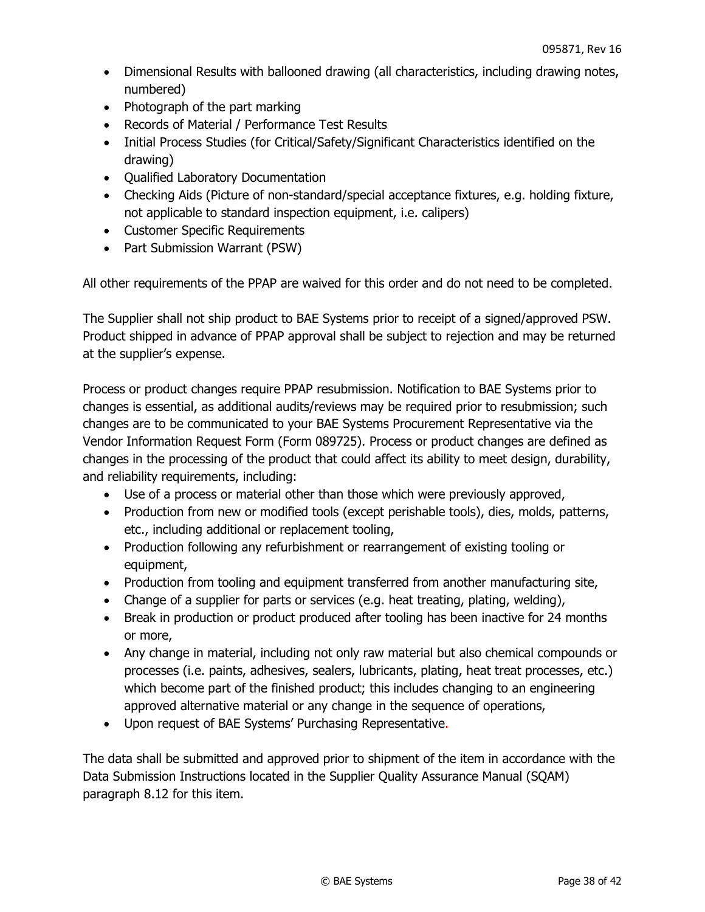- Dimensional Results with ballooned drawing (all characteristics, including drawing notes, numbered)
- Photograph of the part marking
- Records of Material / Performance Test Results
- Initial Process Studies (for Critical/Safety/Significant Characteristics identified on the drawing)
- Qualified Laboratory Documentation
- Checking Aids (Picture of non-standard/special acceptance fixtures, e.g. holding fixture, not applicable to standard inspection equipment, i.e. calipers)
- Customer Specific Requirements
- Part Submission Warrant (PSW)

All other requirements of the PPAP are waived for this order and do not need to be completed.

The Supplier shall not ship product to BAE Systems prior to receipt of a signed/approved PSW. Product shipped in advance of PPAP approval shall be subject to rejection and may be returned at the supplier's expense.

Process or product changes require PPAP resubmission. Notification to BAE Systems prior to changes is essential, as additional audits/reviews may be required prior to resubmission; such changes are to be communicated to your BAE Systems Procurement Representative via the Vendor Information Request Form (Form 089725). Process or product changes are defined as changes in the processing of the product that could affect its ability to meet design, durability, and reliability requirements, including:

- Use of a process or material other than those which were previously approved,
- Production from new or modified tools (except perishable tools), dies, molds, patterns, etc., including additional or replacement tooling,
- Production following any refurbishment or rearrangement of existing tooling or equipment,
- Production from tooling and equipment transferred from another manufacturing site,
- Change of a supplier for parts or services (e.g. heat treating, plating, welding),
- Break in production or product produced after tooling has been inactive for 24 months or more,
- Any change in material, including not only raw material but also chemical compounds or processes (i.e. paints, adhesives, sealers, lubricants, plating, heat treat processes, etc.) which become part of the finished product; this includes changing to an engineering approved alternative material or any change in the sequence of operations,
- Upon request of BAE Systems' Purchasing Representative.

The data shall be submitted and approved prior to shipment of the item in accordance with the Data Submission Instructions located in the Supplier Quality Assurance Manual (SQAM) paragraph 8.12 for this item.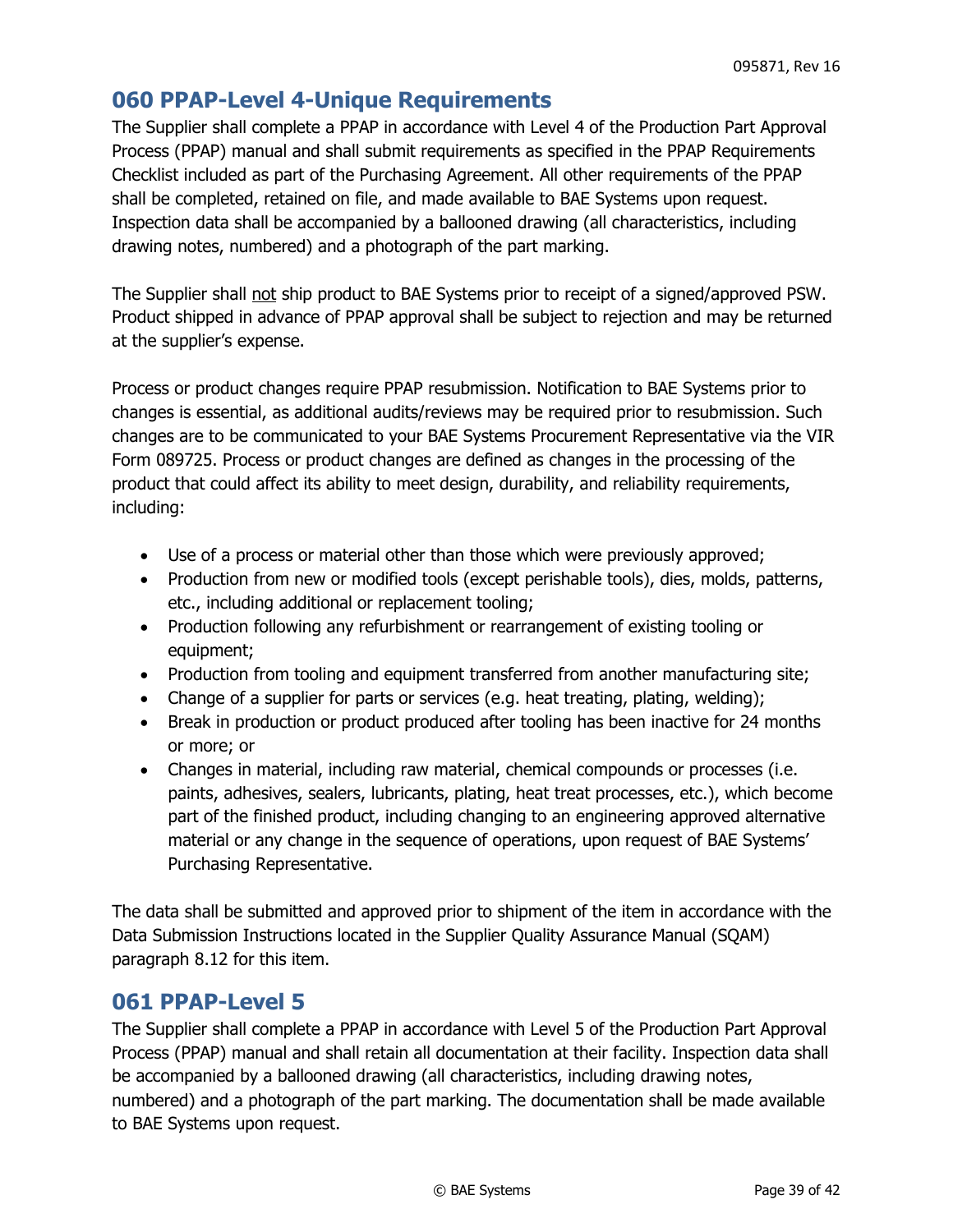## 060 PPAP-Level 4-Unique Requirements

The Supplier shall complete a PPAP in accordance with Level 4 of the Production Part Approval Process (PPAP) manual and shall submit requirements as specified in the PPAP Requirements Checklist included as part of the Purchasing Agreement. All other requirements of the PPAP shall be completed, retained on file, and made available to BAE Systems upon request. Inspection data shall be accompanied by a ballooned drawing (all characteristics, including drawing notes, numbered) and a photograph of the part marking.

The Supplier shall <u>not</u> ship product to BAE Systems prior to receipt of a signed/approved PSW. Product shipped in advance of PPAP approval shall be subject to rejection and may be returned at the supplier's expense.

Process or product changes require PPAP resubmission. Notification to BAE Systems prior to changes is essential, as additional audits/reviews may be required prior to resubmission. Such changes are to be communicated to your BAE Systems Procurement Representative via the VIR Form 089725. Process or product changes are defined as changes in the processing of the product that could affect its ability to meet design, durability, and reliability requirements, including:

- Use of a process or material other than those which were previously approved;
- Production from new or modified tools (except perishable tools), dies, molds, patterns, etc., including additional or replacement tooling;
- Production following any refurbishment or rearrangement of existing tooling or equipment;
- Production from tooling and equipment transferred from another manufacturing site;
- Change of a supplier for parts or services (e.g. heat treating, plating, welding);
- Break in production or product produced after tooling has been inactive for 24 months or more; or
- Changes in material, including raw material, chemical compounds or processes (i.e. paints, adhesives, sealers, lubricants, plating, heat treat processes, etc.), which become part of the finished product, including changing to an engineering approved alternative material or any change in the sequence of operations, upon request of BAE Systems' Purchasing Representative.

The data shall be submitted and approved prior to shipment of the item in accordance with the Data Submission Instructions located in the Supplier Quality Assurance Manual (SQAM) paragraph 8.12 for this item.

## 061 PPAP-Level 5

The Supplier shall complete a PPAP in accordance with Level 5 of the Production Part Approval Process (PPAP) manual and shall retain all documentation at their facility. Inspection data shall be accompanied by a ballooned drawing (all characteristics, including drawing notes, numbered) and a photograph of the part marking. The documentation shall be made available to BAE Systems upon request.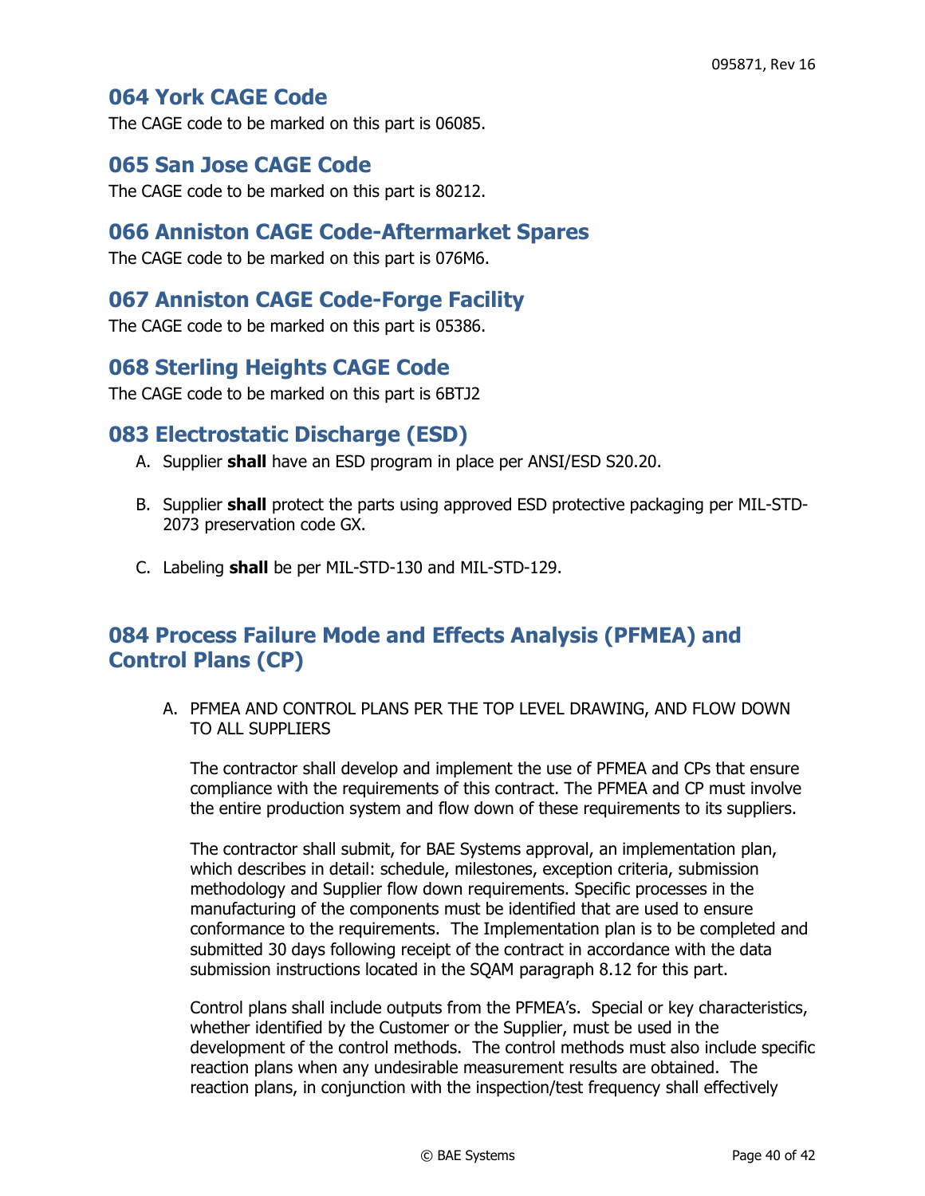## 064 York CAGE Code

The CAGE code to be marked on this part is 06085.

## 065 San Jose CAGE Code

The CAGE code to be marked on this part is 80212.

## 066 Anniston CAGE Code-Aftermarket Spares

The CAGE code to be marked on this part is 076M6.

## 067 Anniston CAGE Code-Forge Facility

The CAGE code to be marked on this part is 05386.

## 068 Sterling Heights CAGE Code

The CAGE code to be marked on this part is 6BTJ2

## 083 Electrostatic Discharge (ESD)

A. Supplier **shall** have an ESD program in place per ANSI/ESD S20.20.

B. Supplier **shall** protect the parts using approved ESD protective packaging per MIL-STD-2073 preservation code GX.

C. Labeling **shall** be per MIL-STD-130 and MIL-STD-129.

## 084 Process Failure Mode and Effects Analysis (PFMEA) and Control Plans (CP)

A. PFMEA AND CONTROL PLANS PER THE TOP LEVEL DRAWING, AND FLOW DOWN TO ALL SUPPLIERS

   The contractor shall develop and implement the use of PFMEA and CPs that ensure compliance with the requirements of this contract. The PFMEA and CP must involve the entire production system and flow down of these requirements to its suppliers.

   The contractor shall submit, for BAE Systems approval, an implementation plan, which describes in detail: schedule, milestones, exception criteria, submission methodology and Supplier flow down requirements. Specific processes in the manufacturing of the components must be identified that are used to ensure conformance to the requirements. The Implementation plan is to be completed and submitted 30 days following receipt of the contract in accordance with the data submission instructions located in the SQAM paragraph 8.12 for this part.

   Control plans shall include outputs from the PFMEA's. Special or key characteristics, whether identified by the Customer or the Supplier, must be used in the development of the control methods. The control methods must also include specific reaction plans when any undesirable measurement results are obtained. The reaction plans, in conjunction with the inspection/test frequency shall effectively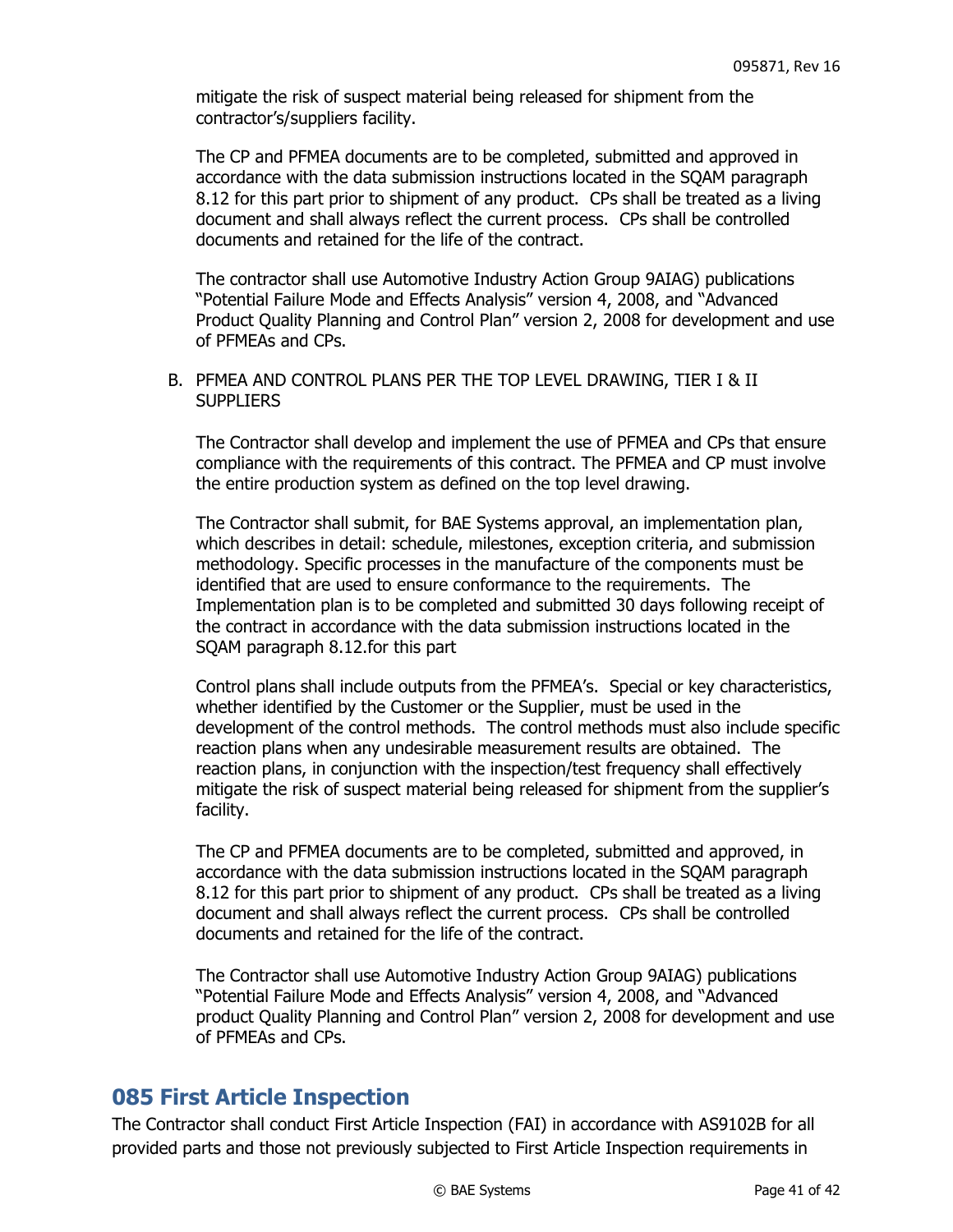mitigate the risk of suspect material being released for shipment from the contractor's/suppliers facility.

The CP and PFMEA documents are to be completed, submitted and approved in accordance with the data submission instructions located in the SQAM paragraph 8.12 for this part prior to shipment of any product. CPs shall be treated as a living document and shall always reflect the current process. CPs shall be controlled documents and retained for the life of the contract.

The contractor shall use Automotive Industry Action Group 9AIAG) publications "Potential Failure Mode and Effects Analysis" version 4, 2008, and "Advanced Product Quality Planning and Control Plan" version 2, 2008 for development and use of PFMEAs and CPs.

B. PFMEA AND CONTROL PLANS PER THE TOP LEVEL DRAWING, TIER I & II SUPPLIERS

The Contractor shall develop and implement the use of PFMEA and CPs that ensure compliance with the requirements of this contract. The PFMEA and CP must involve the entire production system as defined on the top level drawing.

The Contractor shall submit, for BAE Systems approval, an implementation plan, which describes in detail: schedule, milestones, exception criteria, and submission methodology. Specific processes in the manufacture of the components must be identified that are used to ensure conformance to the requirements. The Implementation plan is to be completed and submitted 30 days following receipt of the contract in accordance with the data submission instructions located in the SQAM paragraph 8.12.for this part

Control plans shall include outputs from the PFMEA's. Special or key characteristics, whether identified by the Customer or the Supplier, must be used in the development of the control methods. The control methods must also include specific reaction plans when any undesirable measurement results are obtained. The reaction plans, in conjunction with the inspection/test frequency shall effectively mitigate the risk of suspect material being released for shipment from the supplier's facility.

The CP and PFMEA documents are to be completed, submitted and approved, in accordance with the data submission instructions located in the SQAM paragraph 8.12 for this part prior to shipment of any product. CPs shall be treated as a living document and shall always reflect the current process. CPs shall be controlled documents and retained for the life of the contract.

The Contractor shall use Automotive Industry Action Group 9AIAG) publications "Potential Failure Mode and Effects Analysis" version 4, 2008, and "Advanced product Quality Planning and Control Plan" version 2, 2008 for development and use of PFMEAs and CPs.

## 085 First Article Inspection

The Contractor shall conduct First Article Inspection (FAI) in accordance with AS9102B for all provided parts and those not previously subjected to First Article Inspection requirements in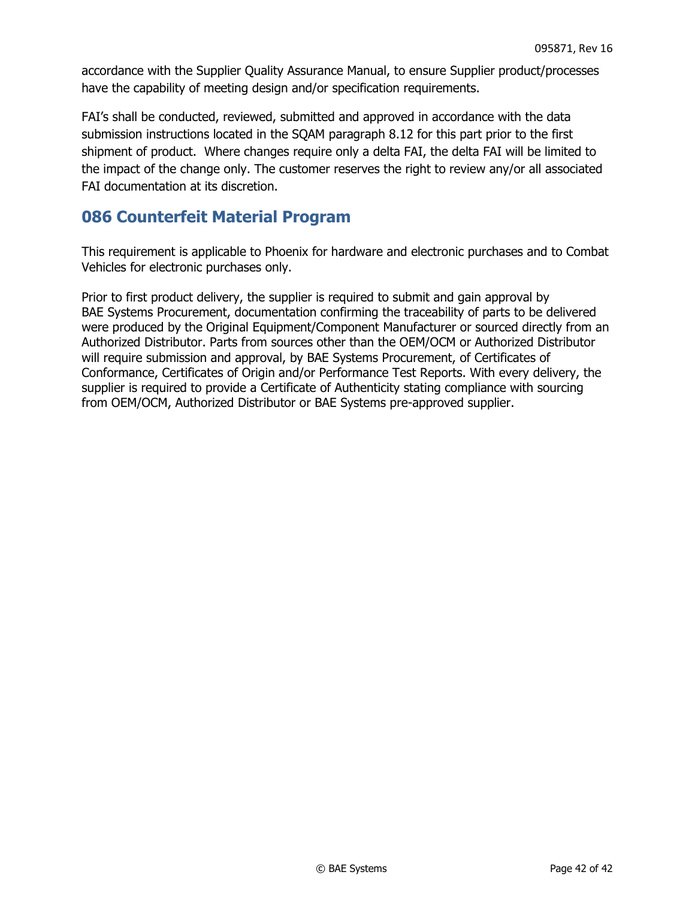accordance with the Supplier Quality Assurance Manual, to ensure Supplier product/processes have the capability of meeting design and/or specification requirements.

FAI's shall be conducted, reviewed, submitted and approved in accordance with the data submission instructions located in the SQAM paragraph 8.12 for this part prior to the first shipment of product. Where changes require only a delta FAI, the delta FAI will be limited to the impact of the change only. The customer reserves the right to review any/or all associated FAI documentation at its discretion.

## 086 Counterfeit Material Program

This requirement is applicable to Phoenix for hardware and electronic purchases and to Combat Vehicles for electronic purchases only.

Prior to first product delivery, the supplier is required to submit and gain approval by BAE Systems Procurement, documentation confirming the traceability of parts to be delivered were produced by the Original Equipment/Component Manufacturer or sourced directly from an Authorized Distributor. Parts from sources other than the OEM/OCM or Authorized Distributor will require submission and approval, by BAE Systems Procurement, of Certificates of Conformance, Certificates of Origin and/or Performance Test Reports. With every delivery, the supplier is required to provide a Certificate of Authenticity stating compliance with sourcing from OEM/OCM, Authorized Distributor or BAE Systems pre-approved supplier.